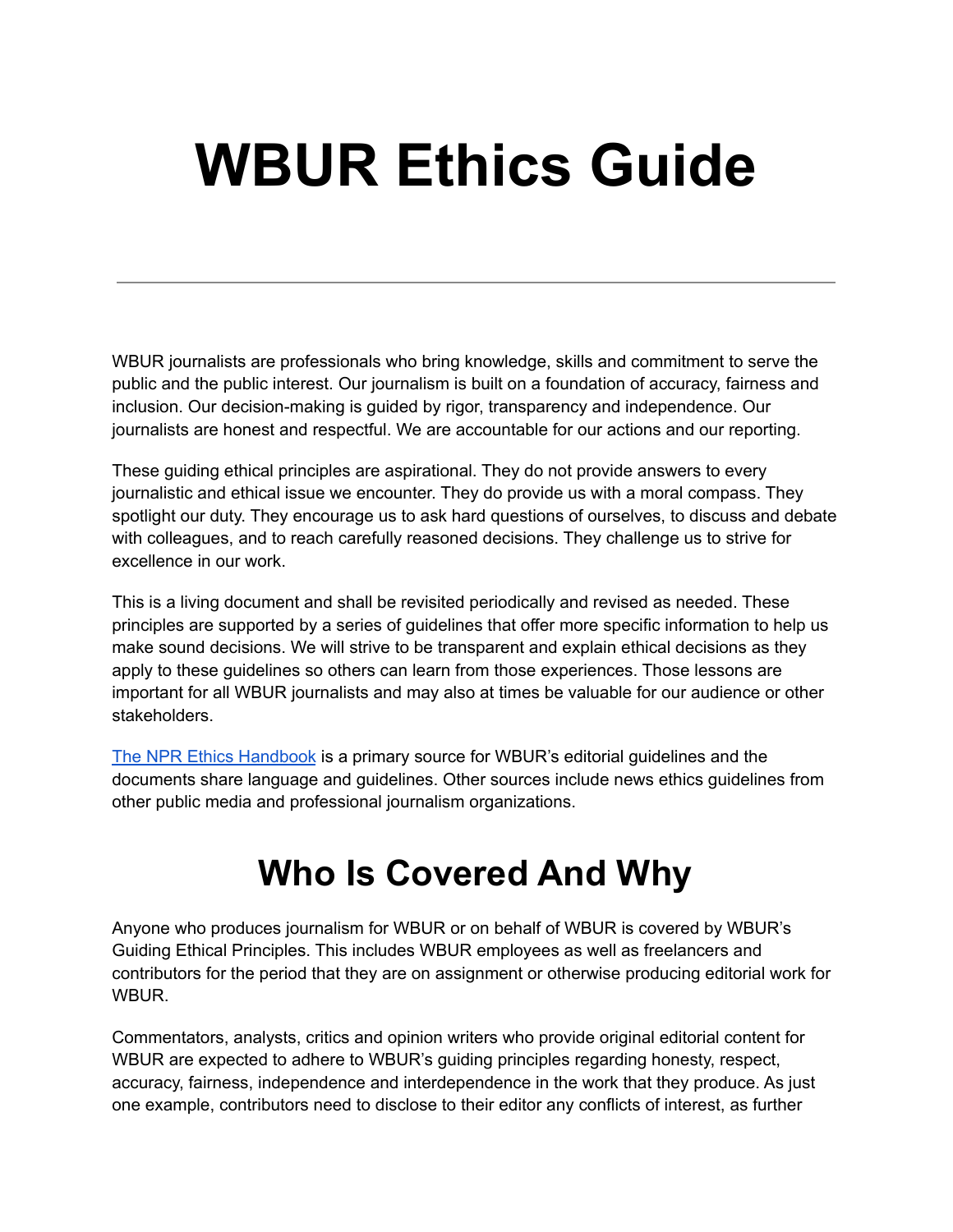# WBUR Ethics Guide

---

WBUR journalists are professionals who bring knowledge, skills and commitment to serve the public and the public interest. Our journalism is built on a foundation of accuracy, fairness and inclusion. Our decision-making is guided by rigor, transparency and independence. Our journalists are honest and respectful. We are accountable for our actions and our reporting.

These guiding ethical principles are aspirational. They do not provide answers to every journalistic and ethical issue we encounter. They do provide us with a moral compass. They spotlight our duty. They encourage us to ask hard questions of ourselves, to discuss and debate with colleagues, and to reach carefully reasoned decisions. They challenge us to strive for excellence in our work.

This is a living document and shall be revisited periodically and revised as needed. These principles are supported by a series of guidelines that offer more specific information to help us make sound decisions. We will strive to be transparent and explain ethical decisions as they apply to these guidelines so others can learn from those experiences. Those lessons are important for all WBUR journalists and may also at times be valuable for our audience or other stakeholders.

[The NPR Ethics Handbook](#) is a primary source for WBUR's editorial guidelines and the documents share language and guidelines. Other sources include news ethics guidelines from other public media and professional journalism organizations.

## Who Is Covered And Why

Anyone who produces journalism for WBUR or on behalf of WBUR is covered by WBUR's Guiding Ethical Principles. This includes WBUR employees as well as freelancers and contributors for the period that they are on assignment or otherwise producing editorial work for WBUR.

Commentators, analysts, critics and opinion writers who provide original editorial content for WBUR are expected to adhere to WBUR's guiding principles regarding honesty, respect, accuracy, fairness, independence and interdependence in the work that they produce. As just one example, contributors need to disclose to their editor any conflicts of interest, as further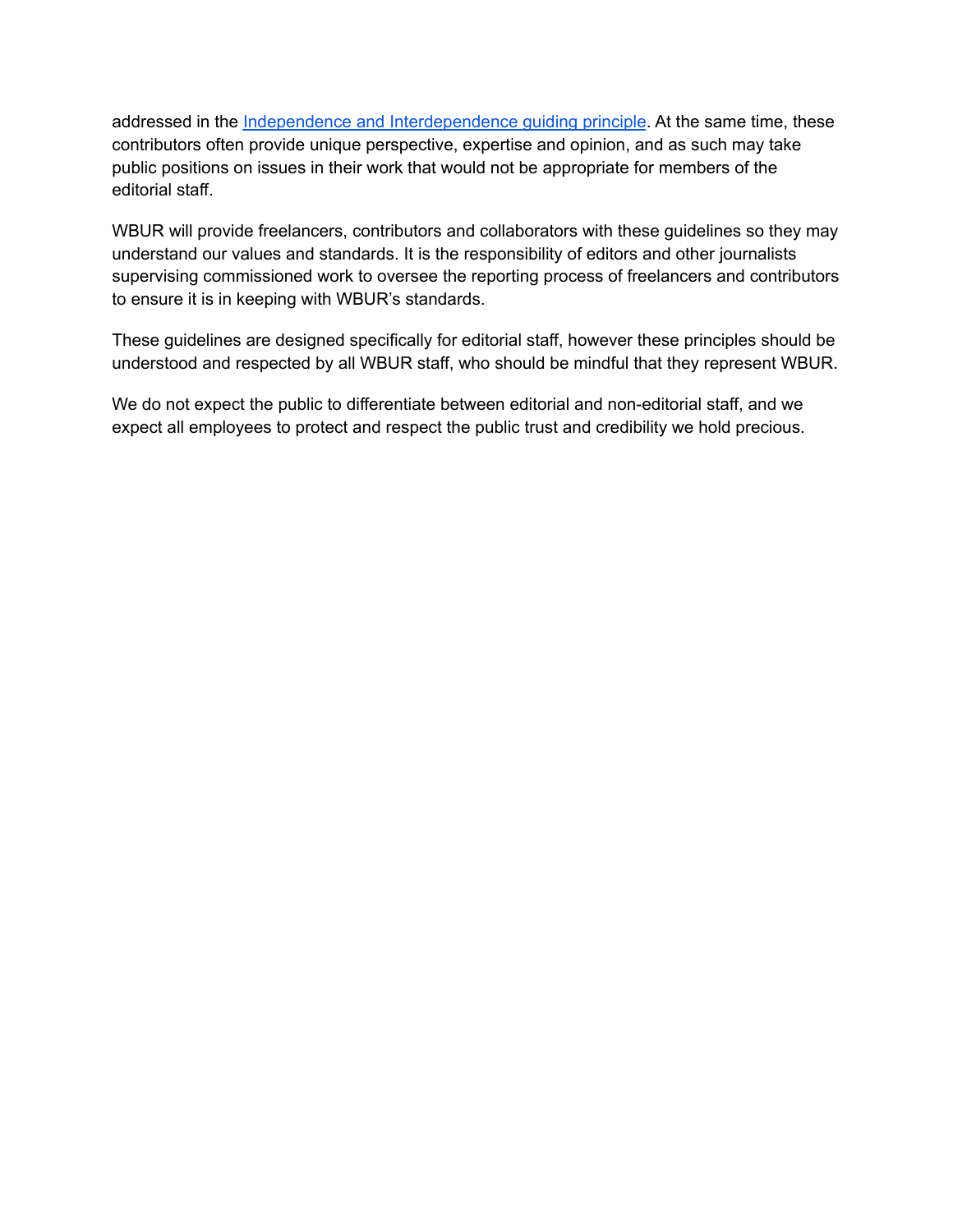addressed in the Independence and Interdependence guiding principle. At the same time, these contributors often provide unique perspective, expertise and opinion, and as such may take public positions on issues in their work that would not be appropriate for members of the editorial staff.

WBUR will provide freelancers, contributors and collaborators with these guidelines so they may understand our values and standards. It is the responsibility of editors and other journalists supervising commissioned work to oversee the reporting process of freelancers and contributors to ensure it is in keeping with WBUR's standards.

These guidelines are designed specifically for editorial staff, however these principles should be understood and respected by all WBUR staff, who should be mindful that they represent WBUR.

We do not expect the public to differentiate between editorial and non-editorial staff, and we expect all employees to protect and respect the public trust and credibility we hold precious.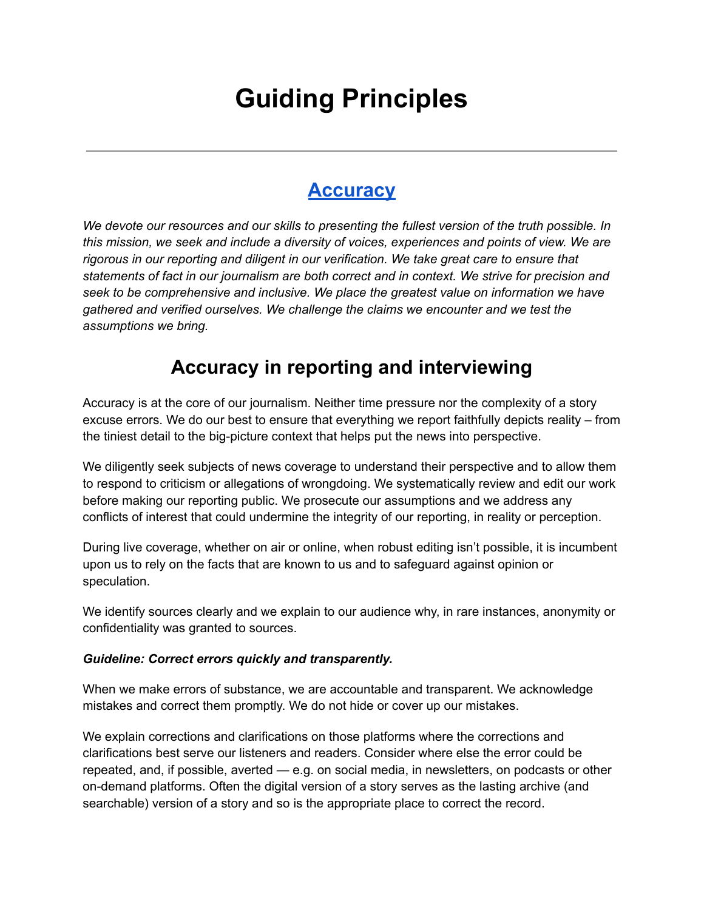# Guiding Principles

---

## [Accuracy]

*We devote our resources and our skills to presenting the fullest version of the truth possible. In this mission, we seek and include a diversity of voices, experiences and points of view. We are rigorous in our reporting and diligent in our verification. We take great care to ensure that statements of fact in our journalism are both correct and in context. We strive for precision and seek to be comprehensive and inclusive. We place the greatest value on information we have gathered and verified ourselves. We challenge the claims we encounter and we test the assumptions we bring.*

## Accuracy in reporting and interviewing

Accuracy is at the core of our journalism. Neither time pressure nor the complexity of a story excuse errors. We do our best to ensure that everything we report faithfully depicts reality – from the tiniest detail to the big-picture context that helps put the news into perspective.

We diligently seek subjects of news coverage to understand their perspective and to allow them to respond to criticism or allegations of wrongdoing. We systematically review and edit our work before making our reporting public. We prosecute our assumptions and we address any conflicts of interest that could undermine the integrity of our reporting, in reality or perception.

During live coverage, whether on air or online, when robust editing isn't possible, it is incumbent upon us to rely on the facts that are known to us and to safeguard against opinion or speculation.

We identify sources clearly and we explain to our audience why, in rare instances, anonymity or confidentiality was granted to sources.

***Guideline: Correct errors quickly and transparently.***

When we make errors of substance, we are accountable and transparent. We acknowledge mistakes and correct them promptly. We do not hide or cover up our mistakes.

We explain corrections and clarifications on those platforms where the corrections and clarifications best serve our listeners and readers. Consider where else the error could be repeated, and, if possible, averted — e.g. on social media, in newsletters, on podcasts or other on-demand platforms. Often the digital version of a story serves as the lasting archive (and searchable) version of a story and so is the appropriate place to correct the record.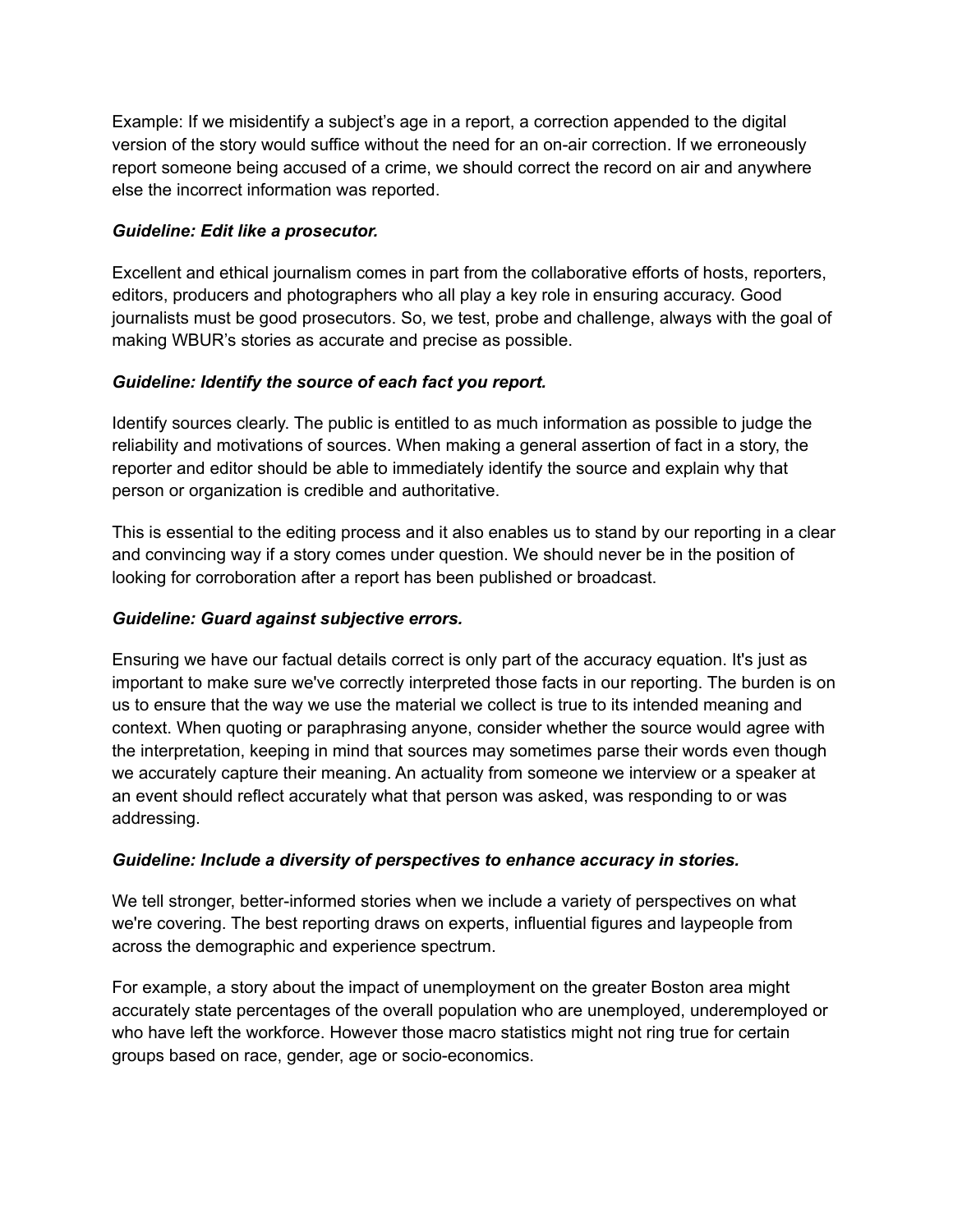Example: If we misidentify a subject's age in a report, a correction appended to the digital version of the story would suffice without the need for an on-air correction. If we erroneously report someone being accused of a crime, we should correct the record on air and anywhere else the incorrect information was reported.

***Guideline: Edit like a prosecutor.***

Excellent and ethical journalism comes in part from the collaborative efforts of hosts, reporters, editors, producers and photographers who all play a key role in ensuring accuracy. Good journalists must be good prosecutors. So, we test, probe and challenge, always with the goal of making WBUR's stories as accurate and precise as possible.

***Guideline: Identify the source of each fact you report.***

Identify sources clearly. The public is entitled to as much information as possible to judge the reliability and motivations of sources. When making a general assertion of fact in a story, the reporter and editor should be able to immediately identify the source and explain why that person or organization is credible and authoritative.

This is essential to the editing process and it also enables us to stand by our reporting in a clear and convincing way if a story comes under question. We should never be in the position of looking for corroboration after a report has been published or broadcast.

***Guideline: Guard against subjective errors.***

Ensuring we have our factual details correct is only part of the accuracy equation. It's just as important to make sure we've correctly interpreted those facts in our reporting. The burden is on us to ensure that the way we use the material we collect is true to its intended meaning and context. When quoting or paraphrasing anyone, consider whether the source would agree with the interpretation, keeping in mind that sources may sometimes parse their words even though we accurately capture their meaning. An actuality from someone we interview or a speaker at an event should reflect accurately what that person was asked, was responding to or was addressing.

***Guideline: Include a diversity of perspectives to enhance accuracy in stories.***

We tell stronger, better-informed stories when we include a variety of perspectives on what we're covering. The best reporting draws on experts, influential figures and laypeople from across the demographic and experience spectrum.

For example, a story about the impact of unemployment on the greater Boston area might accurately state percentages of the overall population who are unemployed, underemployed or who have left the workforce. However those macro statistics might not ring true for certain groups based on race, gender, age or socio-economics.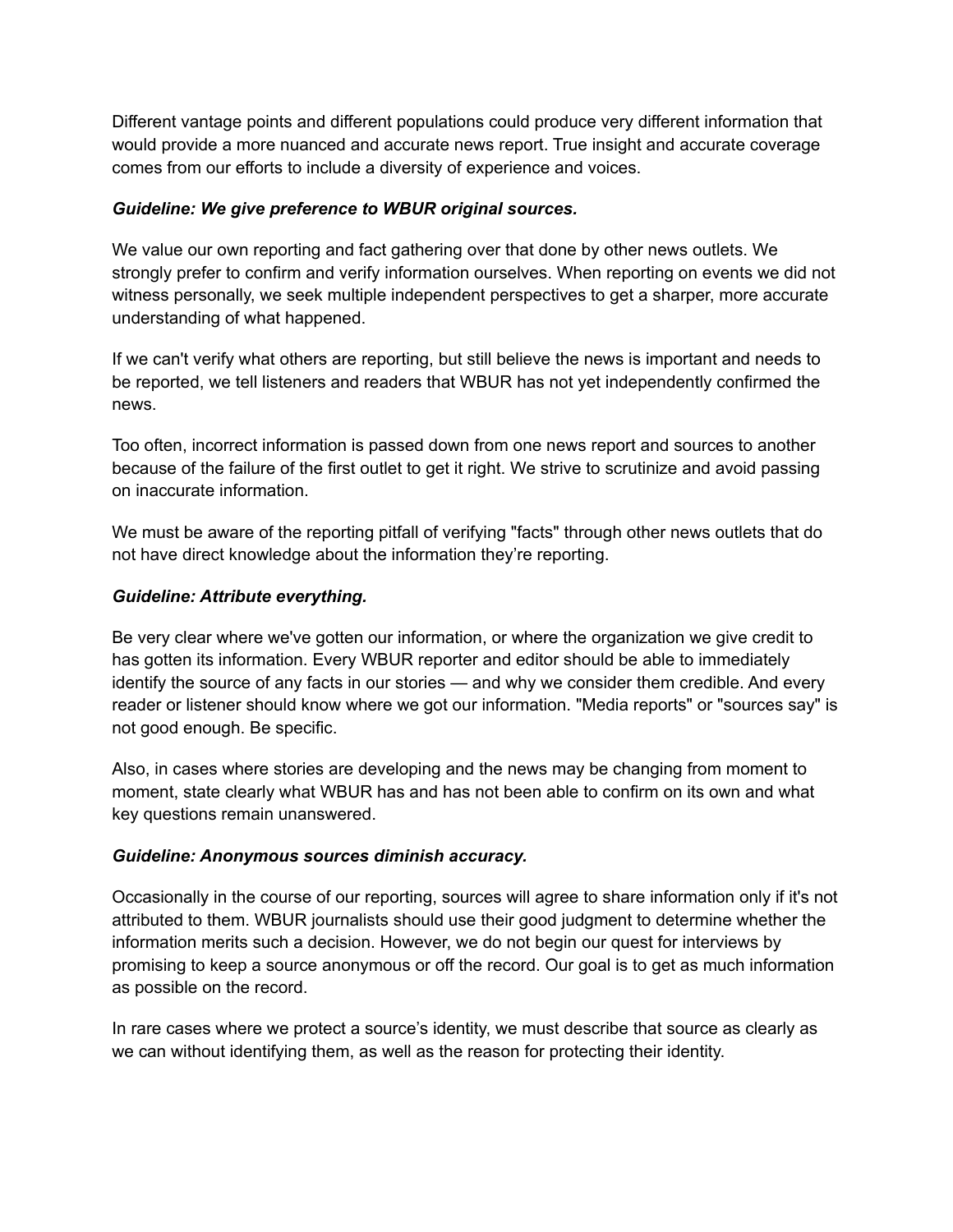Different vantage points and different populations could produce very different information that would provide a more nuanced and accurate news report. True insight and accurate coverage comes from our efforts to include a diversity of experience and voices.

***Guideline: We give preference to WBUR original sources.***

We value our own reporting and fact gathering over that done by other news outlets. We strongly prefer to confirm and verify information ourselves. When reporting on events we did not witness personally, we seek multiple independent perspectives to get a sharper, more accurate understanding of what happened.

If we can't verify what others are reporting, but still believe the news is important and needs to be reported, we tell listeners and readers that WBUR has not yet independently confirmed the news.

Too often, incorrect information is passed down from one news report and sources to another because of the failure of the first outlet to get it right. We strive to scrutinize and avoid passing on inaccurate information.

We must be aware of the reporting pitfall of verifying "facts" through other news outlets that do not have direct knowledge about the information they're reporting.

***Guideline: Attribute everything.***

Be very clear where we've gotten our information, or where the organization we give credit to has gotten its information. Every WBUR reporter and editor should be able to immediately identify the source of any facts in our stories — and why we consider them credible. And every reader or listener should know where we got our information. "Media reports" or "sources say" is not good enough. Be specific.

Also, in cases where stories are developing and the news may be changing from moment to moment, state clearly what WBUR has and has not been able to confirm on its own and what key questions remain unanswered.

***Guideline: Anonymous sources diminish accuracy.***

Occasionally in the course of our reporting, sources will agree to share information only if it's not attributed to them. WBUR journalists should use their good judgment to determine whether the information merits such a decision. However, we do not begin our quest for interviews by promising to keep a source anonymous or off the record. Our goal is to get as much information as possible on the record.

In rare cases where we protect a source's identity, we must describe that source as clearly as we can without identifying them, as well as the reason for protecting their identity.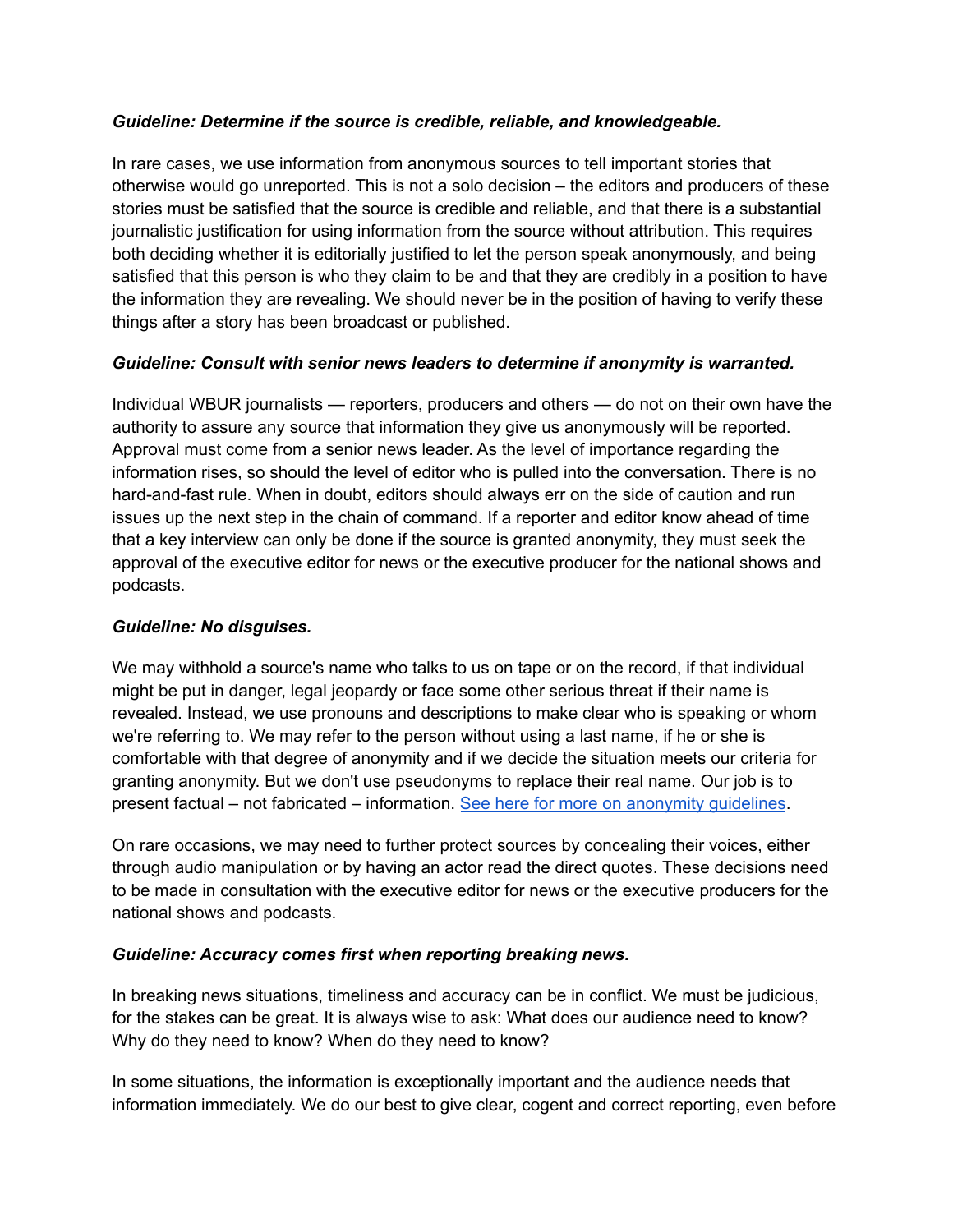***Guideline: Determine if the source is credible, reliable, and knowledgeable.***

In rare cases, we use information from anonymous sources to tell important stories that otherwise would go unreported. This is not a solo decision – the editors and producers of these stories must be satisfied that the source is credible and reliable, and that there is a substantial journalistic justification for using information from the source without attribution. This requires both deciding whether it is editorially justified to let the person speak anonymously, and being satisfied that this person is who they claim to be and that they are credibly in a position to have the information they are revealing. We should never be in the position of having to verify these things after a story has been broadcast or published.

***Guideline: Consult with senior news leaders to determine if anonymity is warranted.***

Individual WBUR journalists — reporters, producers and others — do not on their own have the authority to assure any source that information they give us anonymously will be reported. Approval must come from a senior news leader. As the level of importance regarding the information rises, so should the level of editor who is pulled into the conversation. There is no hard-and-fast rule. When in doubt, editors should always err on the side of caution and run issues up the next step in the chain of command. If a reporter and editor know ahead of time that a key interview can only be done if the source is granted anonymity, they must seek the approval of the executive editor for news or the executive producer for the national shows and podcasts.

***Guideline: No disguises.***

We may withhold a source's name who talks to us on tape or on the record, if that individual might be put in danger, legal jeopardy or face some other serious threat if their name is revealed. Instead, we use pronouns and descriptions to make clear who is speaking or whom we're referring to. We may refer to the person without using a last name, if he or she is comfortable with that degree of anonymity and if we decide the situation meets our criteria for granting anonymity. But we don't use pseudonyms to replace their real name. Our job is to present factual – not fabricated – information. [See here for more on anonymity guidelines](#).

On rare occasions, we may need to further protect sources by concealing their voices, either through audio manipulation or by having an actor read the direct quotes. These decisions need to be made in consultation with the executive editor for news or the executive producers for the national shows and podcasts.

***Guideline: Accuracy comes first when reporting breaking news.***

In breaking news situations, timeliness and accuracy can be in conflict. We must be judicious, for the stakes can be great. It is always wise to ask: What does our audience need to know? Why do they need to know? When do they need to know?

In some situations, the information is exceptionally important and the audience needs that information immediately. We do our best to give clear, cogent and correct reporting, even before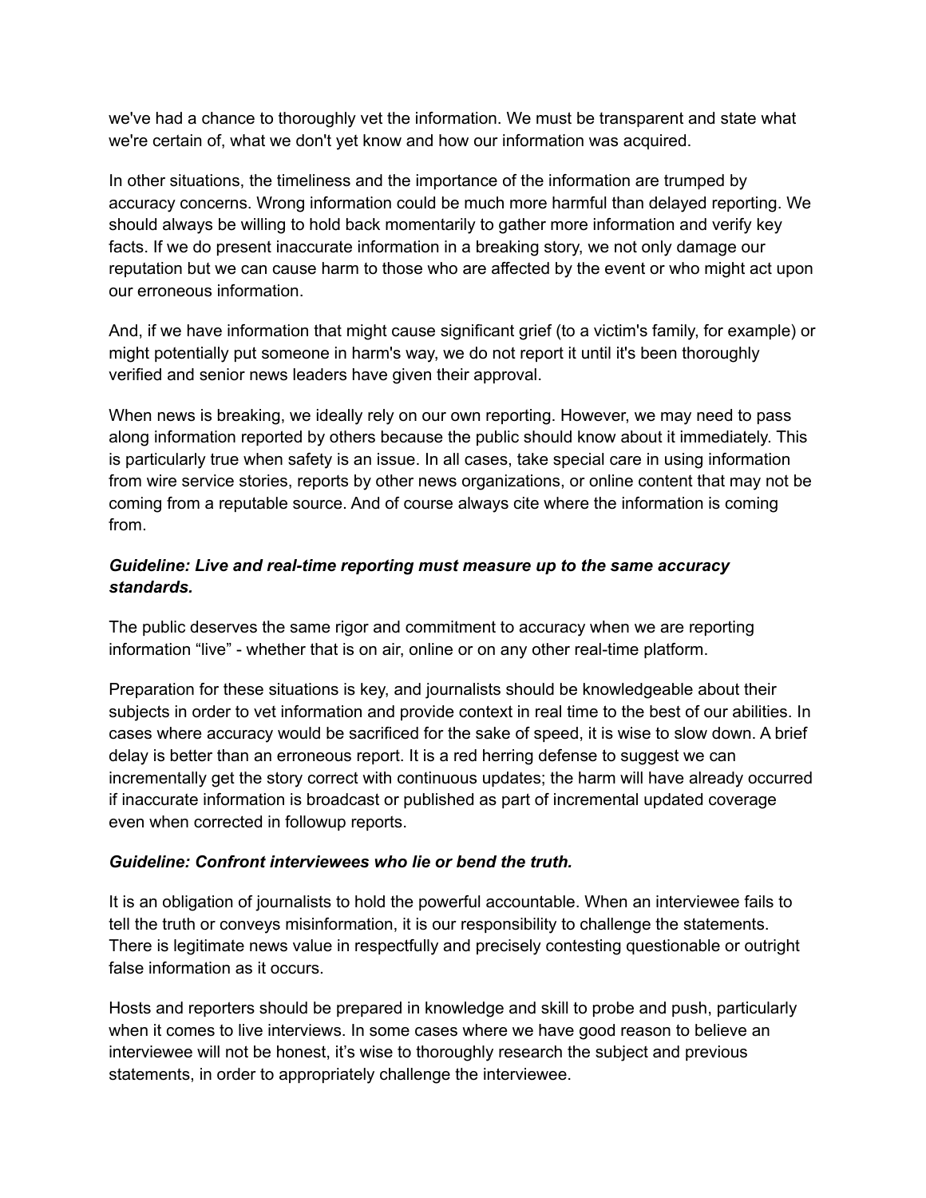we've had a chance to thoroughly vet the information. We must be transparent and state what we're certain of, what we don't yet know and how our information was acquired.

In other situations, the timeliness and the importance of the information are trumped by accuracy concerns. Wrong information could be much more harmful than delayed reporting. We should always be willing to hold back momentarily to gather more information and verify key facts. If we do present inaccurate information in a breaking story, we not only damage our reputation but we can cause harm to those who are affected by the event or who might act upon our erroneous information.

And, if we have information that might cause significant grief (to a victim's family, for example) or might potentially put someone in harm's way, we do not report it until it's been thoroughly verified and senior news leaders have given their approval.

When news is breaking, we ideally rely on our own reporting. However, we may need to pass along information reported by others because the public should know about it immediately. This is particularly true when safety is an issue. In all cases, take special care in using information from wire service stories, reports by other news organizations, or online content that may not be coming from a reputable source. And of course always cite where the information is coming from.

***Guideline: Live and real-time reporting must measure up to the same accuracy standards.***

The public deserves the same rigor and commitment to accuracy when we are reporting information "live" - whether that is on air, online or on any other real-time platform.

Preparation for these situations is key, and journalists should be knowledgeable about their subjects in order to vet information and provide context in real time to the best of our abilities. In cases where accuracy would be sacrificed for the sake of speed, it is wise to slow down. A brief delay is better than an erroneous report. It is a red herring defense to suggest we can incrementally get the story correct with continuous updates; the harm will have already occurred if inaccurate information is broadcast or published as part of incremental updated coverage even when corrected in followup reports.

***Guideline: Confront interviewees who lie or bend the truth.***

It is an obligation of journalists to hold the powerful accountable. When an interviewee fails to tell the truth or conveys misinformation, it is our responsibility to challenge the statements. There is legitimate news value in respectfully and precisely contesting questionable or outright false information as it occurs.

Hosts and reporters should be prepared in knowledge and skill to probe and push, particularly when it comes to live interviews. In some cases where we have good reason to believe an interviewee will not be honest, it's wise to thoroughly research the subject and previous statements, in order to appropriately challenge the interviewee.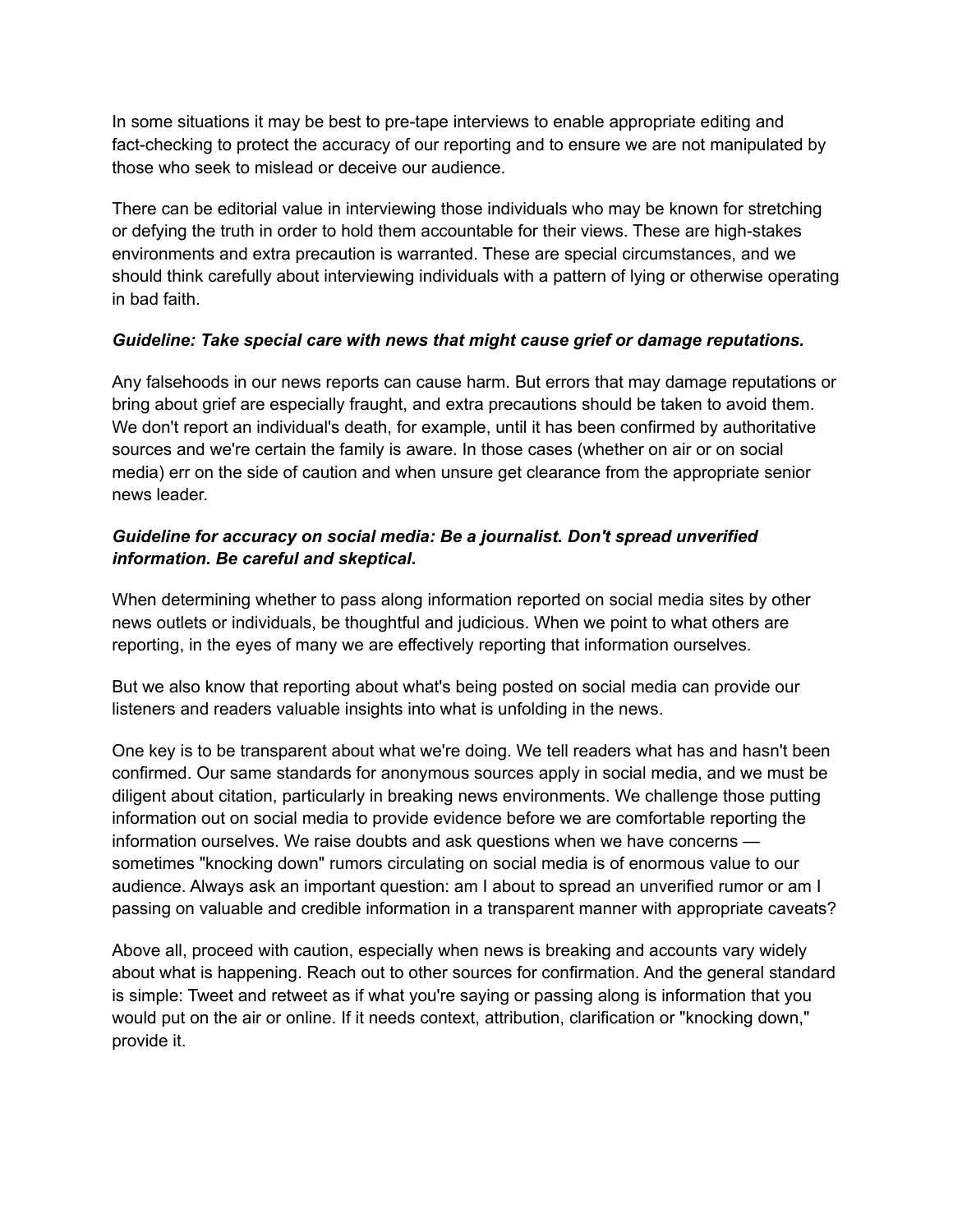In some situations it may be best to pre-tape interviews to enable appropriate editing and fact-checking to protect the accuracy of our reporting and to ensure we are not manipulated by those who seek to mislead or deceive our audience.

There can be editorial value in interviewing those individuals who may be known for stretching or defying the truth in order to hold them accountable for their views. These are high-stakes environments and extra precaution is warranted. These are special circumstances, and we should think carefully about interviewing individuals with a pattern of lying or otherwise operating in bad faith.

***Guideline: Take special care with news that might cause grief or damage reputations.***

Any falsehoods in our news reports can cause harm. But errors that may damage reputations or bring about grief are especially fraught, and extra precautions should be taken to avoid them. We don't report an individual's death, for example, until it has been confirmed by authoritative sources and we're certain the family is aware. In those cases (whether on air or on social media) err on the side of caution and when unsure get clearance from the appropriate senior news leader.

***Guideline for accuracy on social media: Be a journalist. Don't spread unverified information. Be careful and skeptical.***

When determining whether to pass along information reported on social media sites by other news outlets or individuals, be thoughtful and judicious. When we point to what others are reporting, in the eyes of many we are effectively reporting that information ourselves.

But we also know that reporting about what's being posted on social media can provide our listeners and readers valuable insights into what is unfolding in the news.

One key is to be transparent about what we're doing. We tell readers what has and hasn't been confirmed. Our same standards for anonymous sources apply in social media, and we must be diligent about citation, particularly in breaking news environments. We challenge those putting information out on social media to provide evidence before we are comfortable reporting the information ourselves. We raise doubts and ask questions when we have concerns — sometimes "knocking down" rumors circulating on social media is of enormous value to our audience. Always ask an important question: am I about to spread an unverified rumor or am I passing on valuable and credible information in a transparent manner with appropriate caveats?

Above all, proceed with caution, especially when news is breaking and accounts vary widely about what is happening. Reach out to other sources for confirmation. And the general standard is simple: Tweet and retweet as if what you're saying or passing along is information that you would put on the air or online. If it needs context, attribution, clarification or "knocking down," provide it.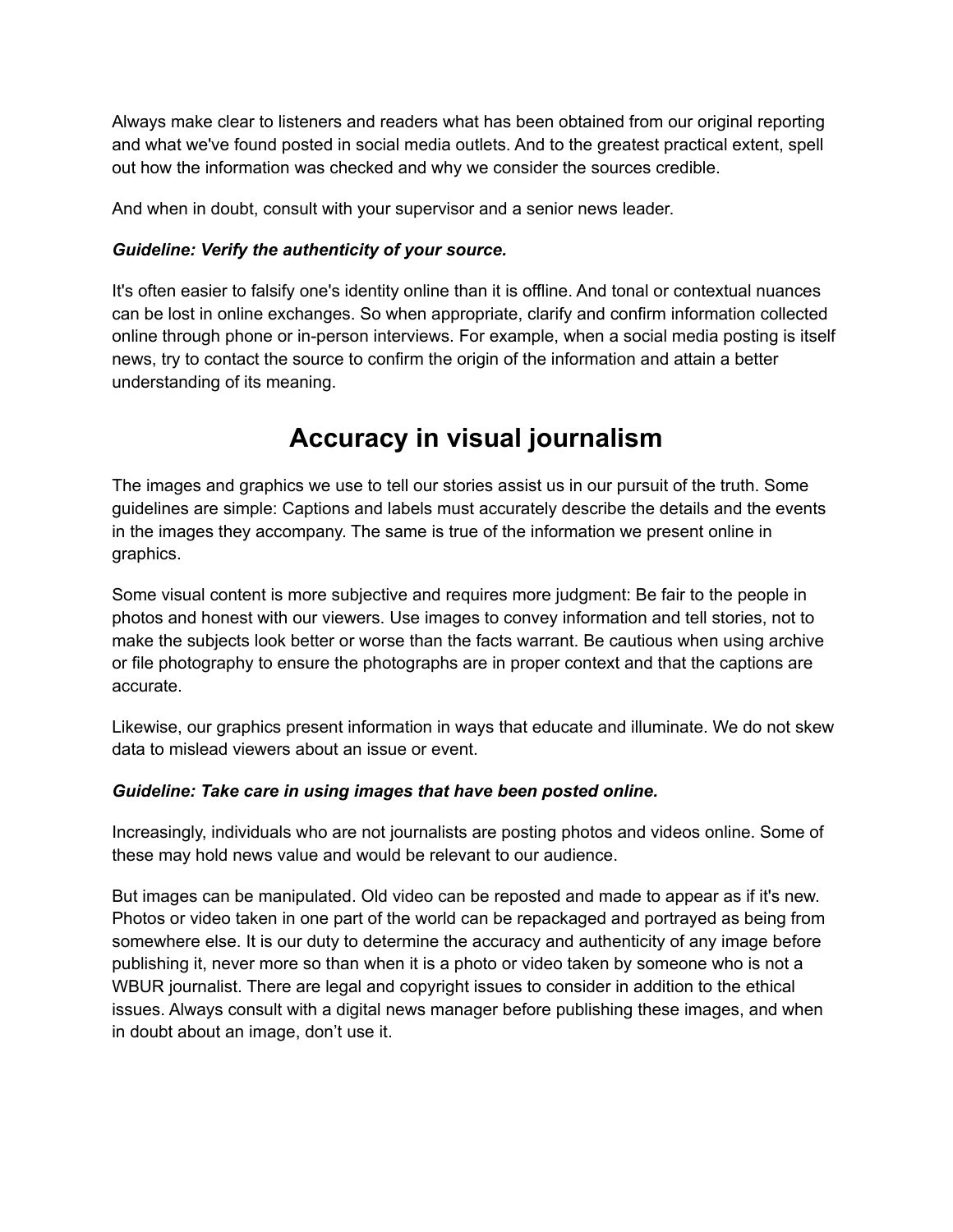Always make clear to listeners and readers what has been obtained from our original reporting and what we've found posted in social media outlets. And to the greatest practical extent, spell out how the information was checked and why we consider the sources credible.

And when in doubt, consult with your supervisor and a senior news leader.

***Guideline: Verify the authenticity of your source.***

It's often easier to falsify one's identity online than it is offline. And tonal or contextual nuances can be lost in online exchanges. So when appropriate, clarify and confirm information collected online through phone or in-person interviews. For example, when a social media posting is itself news, try to contact the source to confirm the origin of the information and attain a better understanding of its meaning.

# Accuracy in visual journalism

The images and graphics we use to tell our stories assist us in our pursuit of the truth. Some guidelines are simple: Captions and labels must accurately describe the details and the events in the images they accompany. The same is true of the information we present online in graphics.

Some visual content is more subjective and requires more judgment: Be fair to the people in photos and honest with our viewers. Use images to convey information and tell stories, not to make the subjects look better or worse than the facts warrant. Be cautious when using archive or file photography to ensure the photographs are in proper context and that the captions are accurate.

Likewise, our graphics present information in ways that educate and illuminate. We do not skew data to mislead viewers about an issue or event.

***Guideline: Take care in using images that have been posted online.***

Increasingly, individuals who are not journalists are posting photos and videos online. Some of these may hold news value and would be relevant to our audience.

But images can be manipulated. Old video can be reposted and made to appear as if it's new. Photos or video taken in one part of the world can be repackaged and portrayed as being from somewhere else. It is our duty to determine the accuracy and authenticity of any image before publishing it, never more so than when it is a photo or video taken by someone who is not a WBUR journalist. There are legal and copyright issues to consider in addition to the ethical issues. Always consult with a digital news manager before publishing these images, and when in doubt about an image, don't use it.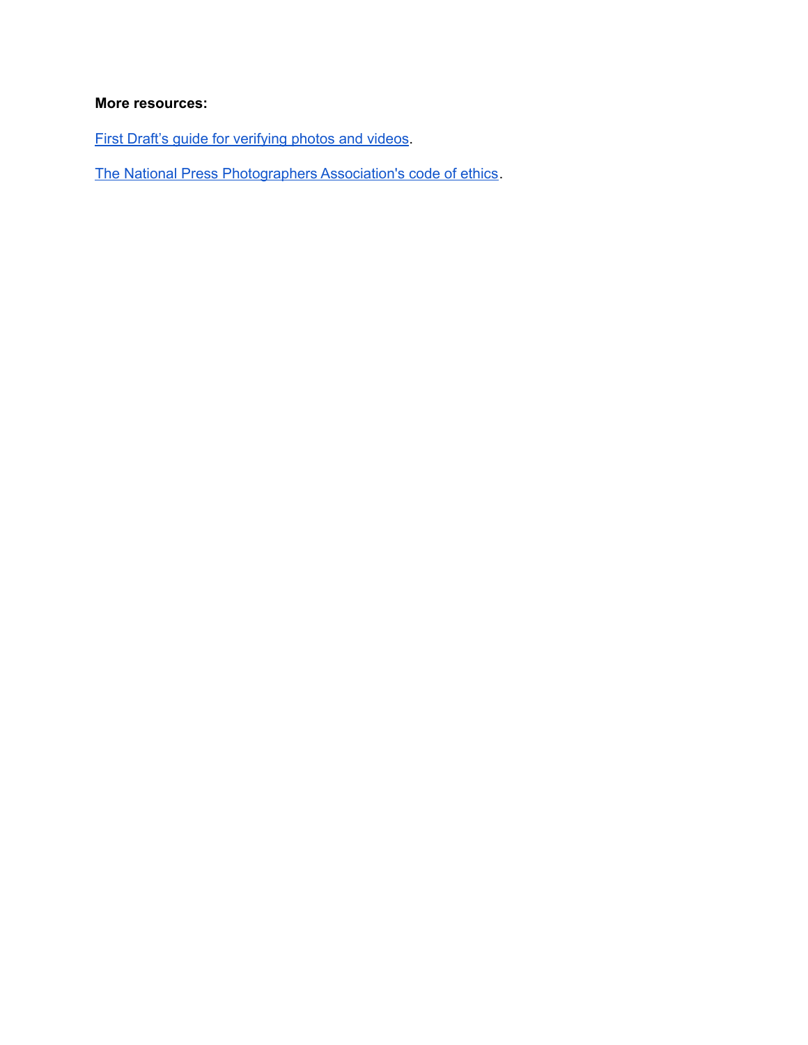**More resources:**

First Draft's guide for verifying photos and videos.

The National Press Photographers Association's code of ethics.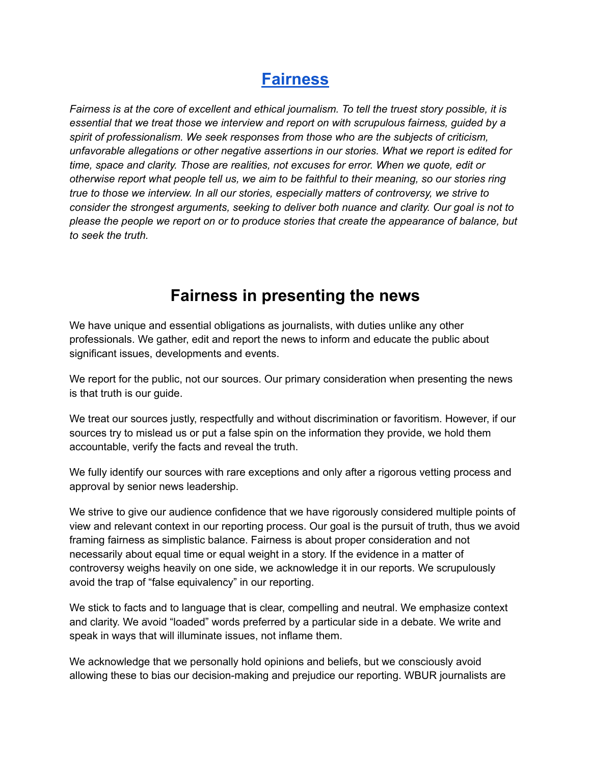# [Fairness]()

*Fairness is at the core of excellent and ethical journalism. To tell the truest story possible, it is essential that we treat those we interview and report on with scrupulous fairness, guided by a spirit of professionalism. We seek responses from those who are the subjects of criticism, unfavorable allegations or other negative assertions in our stories. What we report is edited for time, space and clarity. Those are realities, not excuses for error. When we quote, edit or otherwise report what people tell us, we aim to be faithful to their meaning, so our stories ring true to those we interview. In all our stories, especially matters of controversy, we strive to consider the strongest arguments, seeking to deliver both nuance and clarity. Our goal is not to please the people we report on or to produce stories that create the appearance of balance, but to seek the truth.*

## Fairness in presenting the news

We have unique and essential obligations as journalists, with duties unlike any other professionals. We gather, edit and report the news to inform and educate the public about significant issues, developments and events.

We report for the public, not our sources. Our primary consideration when presenting the news is that truth is our guide.

We treat our sources justly, respectfully and without discrimination or favoritism. However, if our sources try to mislead us or put a false spin on the information they provide, we hold them accountable, verify the facts and reveal the truth.

We fully identify our sources with rare exceptions and only after a rigorous vetting process and approval by senior news leadership.

We strive to give our audience confidence that we have rigorously considered multiple points of view and relevant context in our reporting process. Our goal is the pursuit of truth, thus we avoid framing fairness as simplistic balance. Fairness is about proper consideration and not necessarily about equal time or equal weight in a story. If the evidence in a matter of controversy weighs heavily on one side, we acknowledge it in our reports. We scrupulously avoid the trap of "false equivalency" in our reporting.

We stick to facts and to language that is clear, compelling and neutral. We emphasize context and clarity. We avoid "loaded" words preferred by a particular side in a debate. We write and speak in ways that will illuminate issues, not inflame them.

We acknowledge that we personally hold opinions and beliefs, but we consciously avoid allowing these to bias our decision-making and prejudice our reporting. WBUR journalists are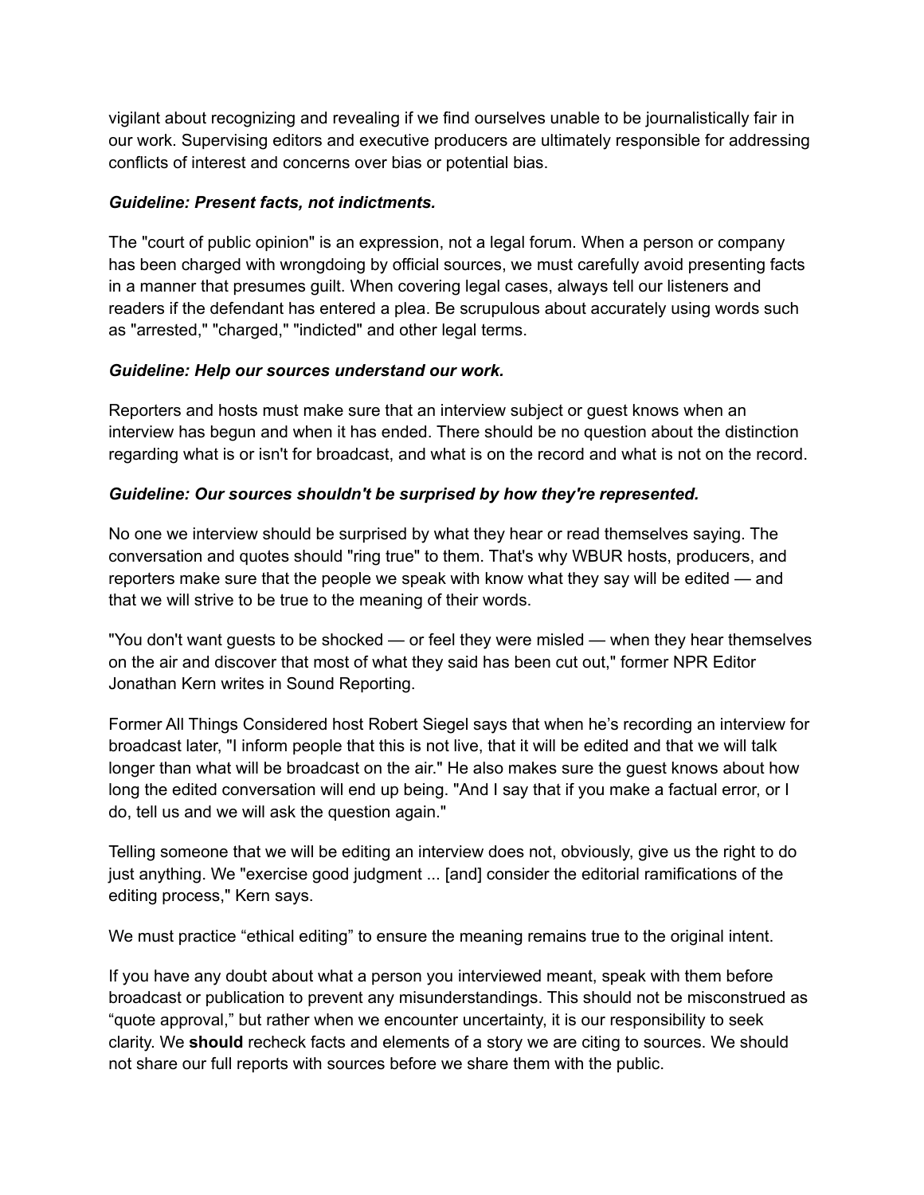vigilant about recognizing and revealing if we find ourselves unable to be journalistically fair in our work. Supervising editors and executive producers are ultimately responsible for addressing conflicts of interest and concerns over bias or potential bias.

***Guideline: Present facts, not indictments.***

The "court of public opinion" is an expression, not a legal forum. When a person or company has been charged with wrongdoing by official sources, we must carefully avoid presenting facts in a manner that presumes guilt. When covering legal cases, always tell our listeners and readers if the defendant has entered a plea. Be scrupulous about accurately using words such as "arrested," "charged," "indicted" and other legal terms.

***Guideline: Help our sources understand our work.***

Reporters and hosts must make sure that an interview subject or guest knows when an interview has begun and when it has ended. There should be no question about the distinction regarding what is or isn't for broadcast, and what is on the record and what is not on the record.

***Guideline: Our sources shouldn't be surprised by how they're represented.***

No one we interview should be surprised by what they hear or read themselves saying. The conversation and quotes should "ring true" to them. That's why WBUR hosts, producers, and reporters make sure that the people we speak with know what they say will be edited — and that we will strive to be true to the meaning of their words.

"You don't want guests to be shocked — or feel they were misled — when they hear themselves on the air and discover that most of what they said has been cut out," former NPR Editor Jonathan Kern writes in Sound Reporting.

Former All Things Considered host Robert Siegel says that when he's recording an interview for broadcast later, "I inform people that this is not live, that it will be edited and that we will talk longer than what will be broadcast on the air." He also makes sure the guest knows about how long the edited conversation will end up being. "And I say that if you make a factual error, or I do, tell us and we will ask the question again."

Telling someone that we will be editing an interview does not, obviously, give us the right to do just anything. We "exercise good judgment ... [and] consider the editorial ramifications of the editing process," Kern says.

We must practice "ethical editing" to ensure the meaning remains true to the original intent.

If you have any doubt about what a person you interviewed meant, speak with them before broadcast or publication to prevent any misunderstandings. This should not be misconstrued as "quote approval," but rather when we encounter uncertainty, it is our responsibility to seek clarity. We **should** recheck facts and elements of a story we are citing to sources. We should not share our full reports with sources before we share them with the public.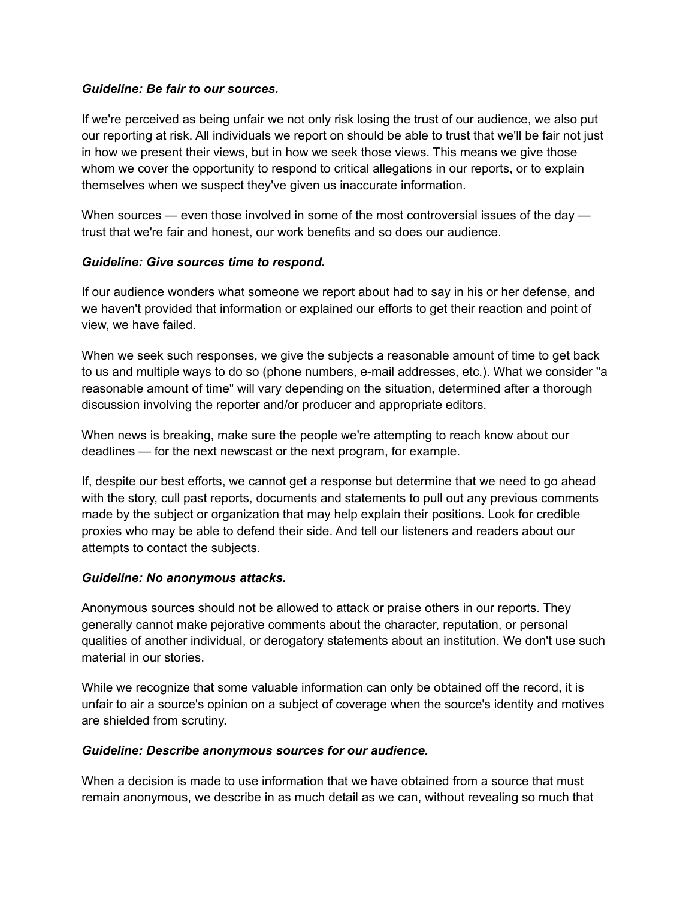***Guideline: Be fair to our sources.***

If we're perceived as being unfair we not only risk losing the trust of our audience, we also put our reporting at risk. All individuals we report on should be able to trust that we'll be fair not just in how we present their views, but in how we seek those views. This means we give those whom we cover the opportunity to respond to critical allegations in our reports, or to explain themselves when we suspect they've given us inaccurate information.

When sources — even those involved in some of the most controversial issues of the day — trust that we're fair and honest, our work benefits and so does our audience.

***Guideline: Give sources time to respond.***

If our audience wonders what someone we report about had to say in his or her defense, and we haven't provided that information or explained our efforts to get their reaction and point of view, we have failed.

When we seek such responses, we give the subjects a reasonable amount of time to get back to us and multiple ways to do so (phone numbers, e-mail addresses, etc.). What we consider "a reasonable amount of time" will vary depending on the situation, determined after a thorough discussion involving the reporter and/or producer and appropriate editors.

When news is breaking, make sure the people we're attempting to reach know about our deadlines — for the next newscast or the next program, for example.

If, despite our best efforts, we cannot get a response but determine that we need to go ahead with the story, cull past reports, documents and statements to pull out any previous comments made by the subject or organization that may help explain their positions. Look for credible proxies who may be able to defend their side. And tell our listeners and readers about our attempts to contact the subjects.

***Guideline: No anonymous attacks.***

Anonymous sources should not be allowed to attack or praise others in our reports. They generally cannot make pejorative comments about the character, reputation, or personal qualities of another individual, or derogatory statements about an institution. We don't use such material in our stories.

While we recognize that some valuable information can only be obtained off the record, it is unfair to air a source's opinion on a subject of coverage when the source's identity and motives are shielded from scrutiny.

***Guideline: Describe anonymous sources for our audience.***

When a decision is made to use information that we have obtained from a source that must remain anonymous, we describe in as much detail as we can, without revealing so much that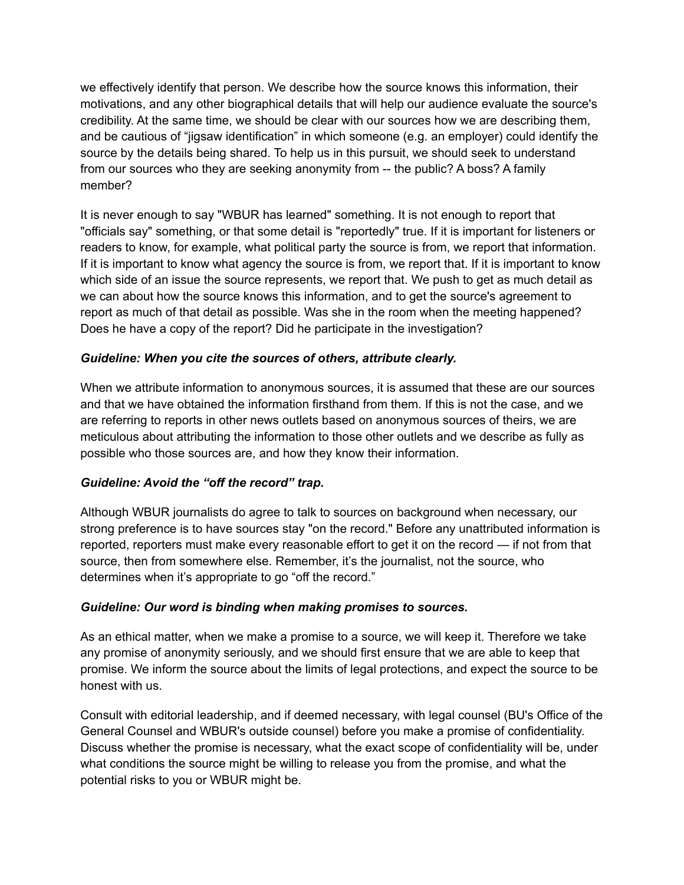we effectively identify that person. We describe how the source knows this information, their motivations, and any other biographical details that will help our audience evaluate the source's credibility. At the same time, we should be clear with our sources how we are describing them, and be cautious of "jigsaw identification" in which someone (e.g. an employer) could identify the source by the details being shared. To help us in this pursuit, we should seek to understand from our sources who they are seeking anonymity from -- the public? A boss? A family member?

It is never enough to say "WBUR has learned" something. It is not enough to report that "officials say" something, or that some detail is "reportedly" true. If it is important for listeners or readers to know, for example, what political party the source is from, we report that information. If it is important to know what agency the source is from, we report that. If it is important to know which side of an issue the source represents, we report that. We push to get as much detail as we can about how the source knows this information, and to get the source's agreement to report as much of that detail as possible. Was she in the room when the meeting happened? Does he have a copy of the report? Did he participate in the investigation?

***Guideline: When you cite the sources of others, attribute clearly.***

When we attribute information to anonymous sources, it is assumed that these are our sources and that we have obtained the information firsthand from them. If this is not the case, and we are referring to reports in other news outlets based on anonymous sources of theirs, we are meticulous about attributing the information to those other outlets and we describe as fully as possible who those sources are, and how they know their information.

***Guideline: Avoid the "off the record" trap.***

Although WBUR journalists do agree to talk to sources on background when necessary, our strong preference is to have sources stay "on the record." Before any unattributed information is reported, reporters must make every reasonable effort to get it on the record — if not from that source, then from somewhere else. Remember, it's the journalist, not the source, who determines when it's appropriate to go "off the record."

***Guideline: Our word is binding when making promises to sources.***

As an ethical matter, when we make a promise to a source, we will keep it. Therefore we take any promise of anonymity seriously, and we should first ensure that we are able to keep that promise. We inform the source about the limits of legal protections, and expect the source to be honest with us.

Consult with editorial leadership, and if deemed necessary, with legal counsel (BU's Office of the General Counsel and WBUR's outside counsel) before you make a promise of confidentiality. Discuss whether the promise is necessary, what the exact scope of confidentiality will be, under what conditions the source might be willing to release you from the promise, and what the potential risks to you or WBUR might be.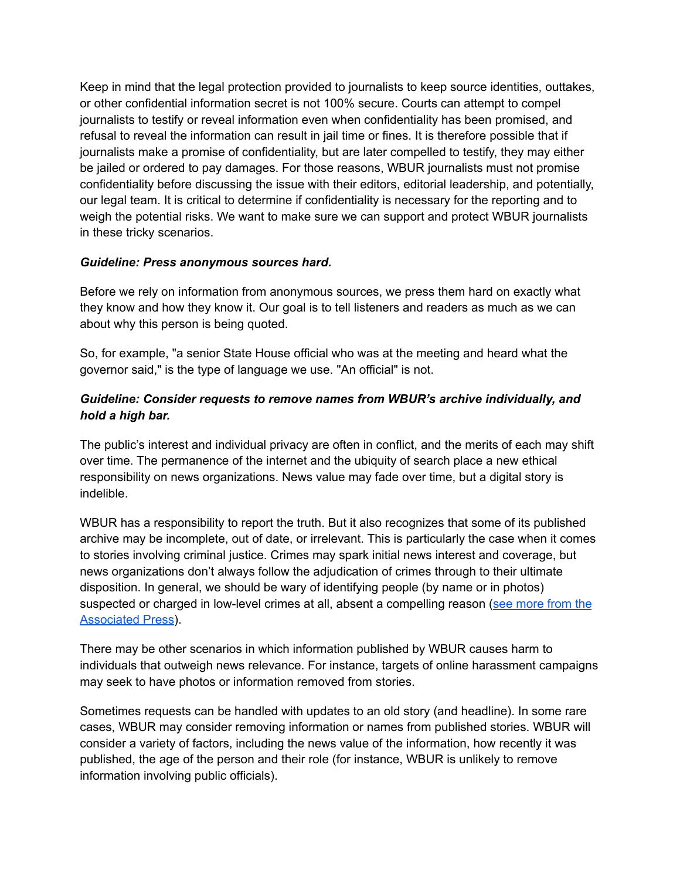Keep in mind that the legal protection provided to journalists to keep source identities, outtakes, or other confidential information secret is not 100% secure. Courts can attempt to compel journalists to testify or reveal information even when confidentiality has been promised, and refusal to reveal the information can result in jail time or fines. It is therefore possible that if journalists make a promise of confidentiality, but are later compelled to testify, they may either be jailed or ordered to pay damages. For those reasons, WBUR journalists must not promise confidentiality before discussing the issue with their editors, editorial leadership, and potentially, our legal team. It is critical to determine if confidentiality is necessary for the reporting and to weigh the potential risks. We want to make sure we can support and protect WBUR journalists in these tricky scenarios.

***Guideline: Press anonymous sources hard.***

Before we rely on information from anonymous sources, we press them hard on exactly what they know and how they know it. Our goal is to tell listeners and readers as much as we can about why this person is being quoted.

So, for example, "a senior State House official who was at the meeting and heard what the governor said," is the type of language we use. "An official" is not.

***Guideline: Consider requests to remove names from WBUR's archive individually, and hold a high bar.***

The public's interest and individual privacy are often in conflict, and the merits of each may shift over time. The permanence of the internet and the ubiquity of search place a new ethical responsibility on news organizations. News value may fade over time, but a digital story is indelible.

WBUR has a responsibility to report the truth. But it also recognizes that some of its published archive may be incomplete, out of date, or irrelevant. This is particularly the case when it comes to stories involving criminal justice. Crimes may spark initial news interest and coverage, but news organizations don't always follow the adjudication of crimes through to their ultimate disposition. In general, we should be wary of identifying people (by name or in photos) suspected or charged in low-level crimes at all, absent a compelling reason (see more from the Associated Press).

There may be other scenarios in which information published by WBUR causes harm to individuals that outweigh news relevance. For instance, targets of online harassment campaigns may seek to have photos or information removed from stories.

Sometimes requests can be handled with updates to an old story (and headline). In some rare cases, WBUR may consider removing information or names from published stories. WBUR will consider a variety of factors, including the news value of the information, how recently it was published, the age of the person and their role (for instance, WBUR is unlikely to remove information involving public officials).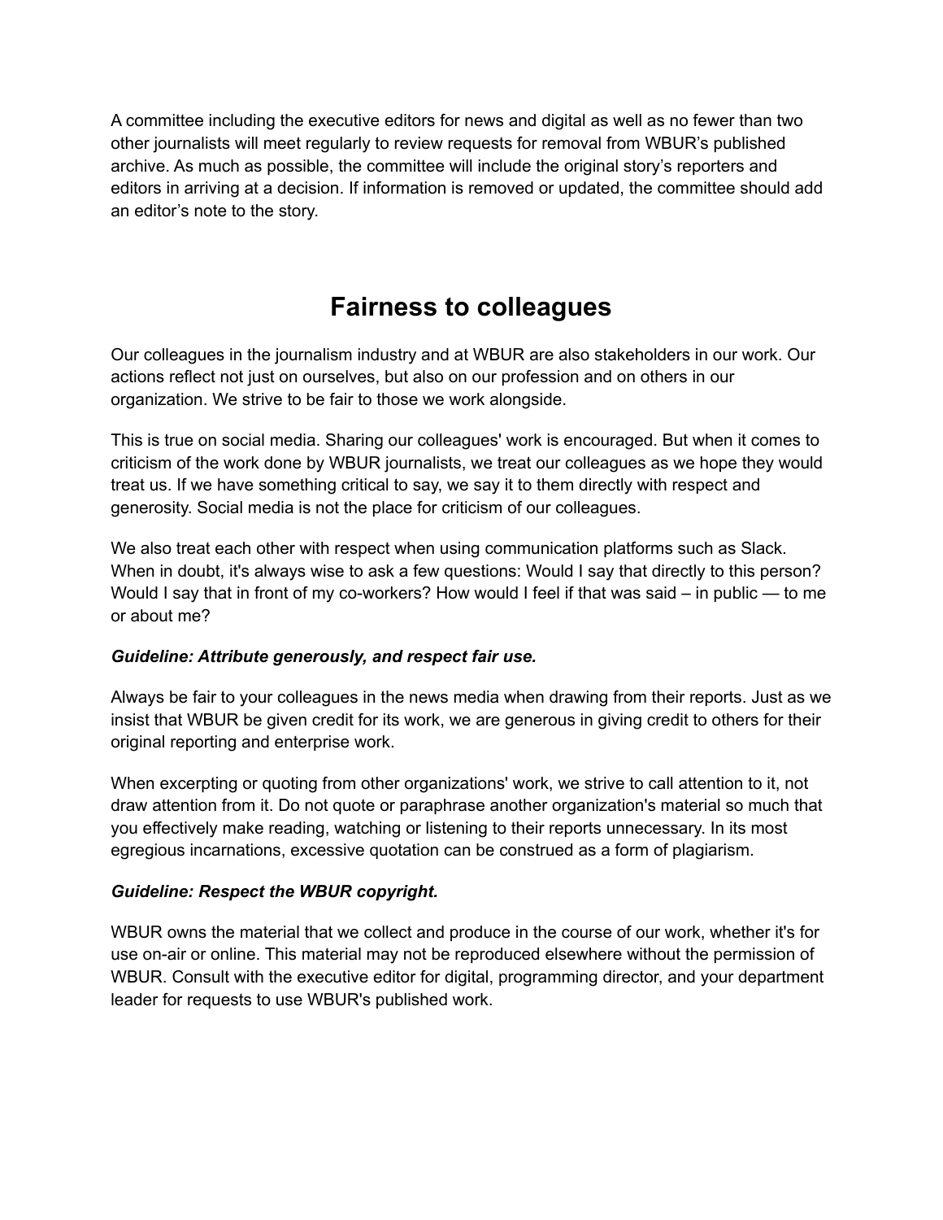A committee including the executive editors for news and digital as well as no fewer than two other journalists will meet regularly to review requests for removal from WBUR's published archive. As much as possible, the committee will include the original story's reporters and editors in arriving at a decision. If information is removed or updated, the committee should add an editor's note to the story.

# Fairness to colleagues

Our colleagues in the journalism industry and at WBUR are also stakeholders in our work. Our actions reflect not just on ourselves, but also on our profession and on others in our organization. We strive to be fair to those we work alongside.

This is true on social media. Sharing our colleagues' work is encouraged. But when it comes to criticism of the work done by WBUR journalists, we treat our colleagues as we hope they would treat us. If we have something critical to say, we say it to them directly with respect and generosity. Social media is not the place for criticism of our colleagues.

We also treat each other with respect when using communication platforms such as Slack. When in doubt, it's always wise to ask a few questions: Would I say that directly to this person? Would I say that in front of my co-workers? How would I feel if that was said – in public — to me or about me?

***Guideline: Attribute generously, and respect fair use.***

Always be fair to your colleagues in the news media when drawing from their reports. Just as we insist that WBUR be given credit for its work, we are generous in giving credit to others for their original reporting and enterprise work.

When excerpting or quoting from other organizations' work, we strive to call attention to it, not draw attention from it. Do not quote or paraphrase another organization's material so much that you effectively make reading, watching or listening to their reports unnecessary. In its most egregious incarnations, excessive quotation can be construed as a form of plagiarism.

***Guideline: Respect the WBUR copyright.***

WBUR owns the material that we collect and produce in the course of our work, whether it's for use on-air or online. This material may not be reproduced elsewhere without the permission of WBUR. Consult with the executive editor for digital, programming director, and your department leader for requests to use WBUR's published work.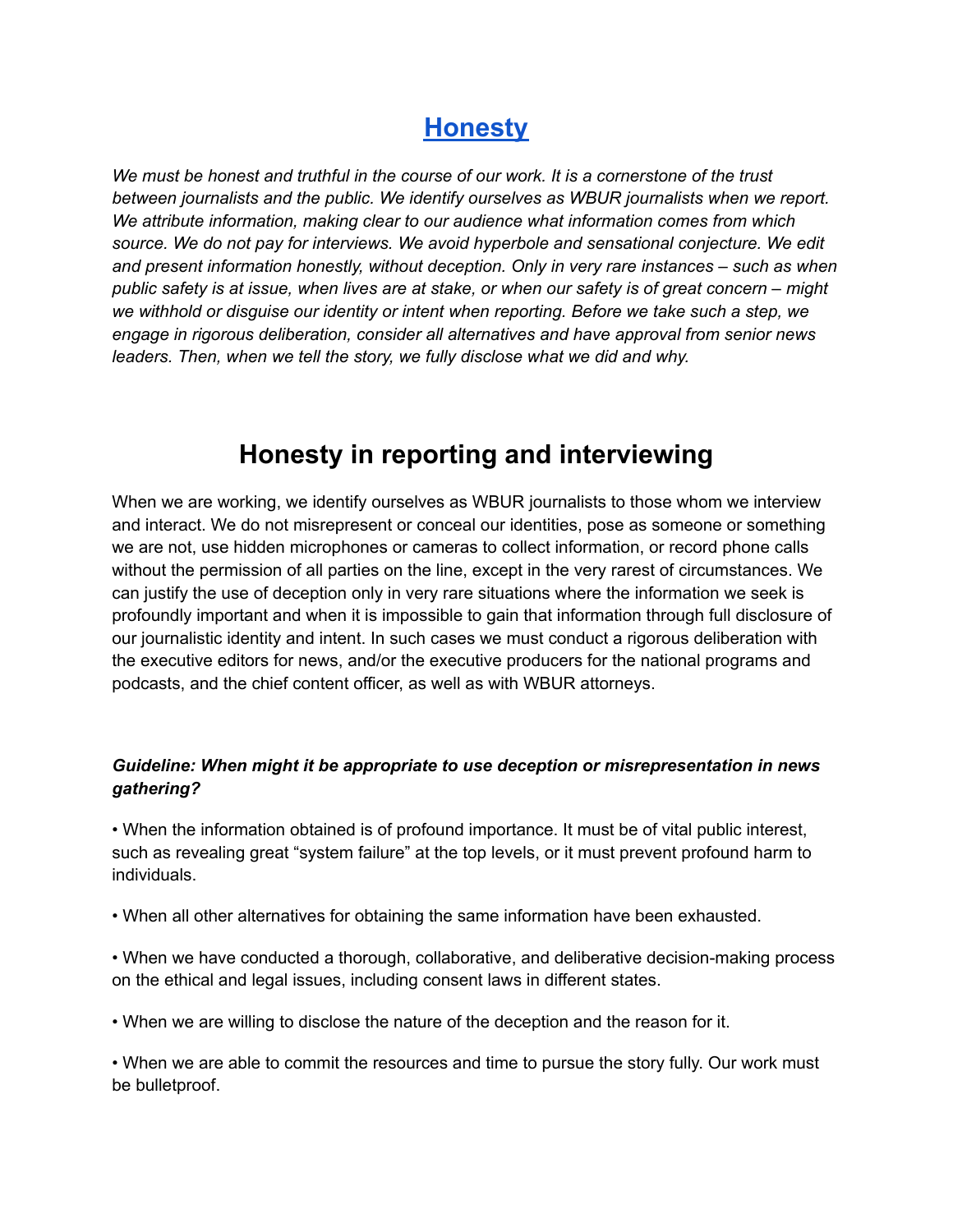# [Honesty]()

*We must be honest and truthful in the course of our work. It is a cornerstone of the trust between journalists and the public. We identify ourselves as WBUR journalists when we report. We attribute information, making clear to our audience what information comes from which source. We do not pay for interviews. We avoid hyperbole and sensational conjecture. We edit and present information honestly, without deception. Only in very rare instances – such as when public safety is at issue, when lives are at stake, or when our safety is of great concern – might we withhold or disguise our identity or intent when reporting. Before we take such a step, we engage in rigorous deliberation, consider all alternatives and have approval from senior news leaders. Then, when we tell the story, we fully disclose what we did and why.*

## Honesty in reporting and interviewing

When we are working, we identify ourselves as WBUR journalists to those whom we interview and interact. We do not misrepresent or conceal our identities, pose as someone or something we are not, use hidden microphones or cameras to collect information, or record phone calls without the permission of all parties on the line, except in the very rarest of circumstances. We can justify the use of deception only in very rare situations where the information we seek is profoundly important and when it is impossible to gain that information through full disclosure of our journalistic identity and intent. In such cases we must conduct a rigorous deliberation with the executive editors for news, and/or the executive producers for the national programs and podcasts, and the chief content officer, as well as with WBUR attorneys.

***Guideline: When might it be appropriate to use deception or misrepresentation in news gathering?***

• When the information obtained is of profound importance. It must be of vital public interest, such as revealing great "system failure" at the top levels, or it must prevent profound harm to individuals.

• When all other alternatives for obtaining the same information have been exhausted.

• When we have conducted a thorough, collaborative, and deliberative decision-making process on the ethical and legal issues, including consent laws in different states.

• When we are willing to disclose the nature of the deception and the reason for it.

• When we are able to commit the resources and time to pursue the story fully. Our work must be bulletproof.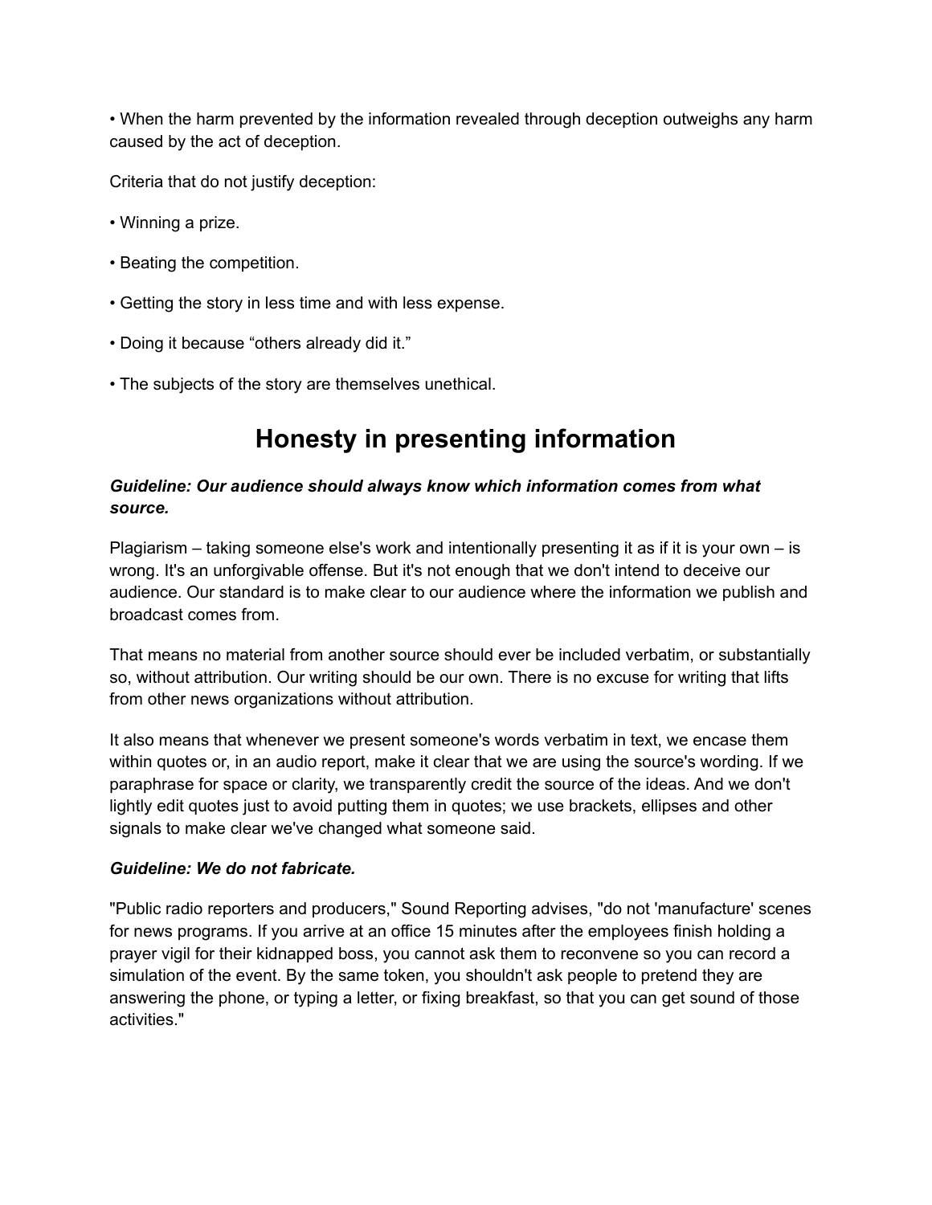• When the harm prevented by the information revealed through deception outweighs any harm caused by the act of deception.

Criteria that do not justify deception:

• Winning a prize.

• Beating the competition.

• Getting the story in less time and with less expense.

• Doing it because “others already did it.”

• The subjects of the story are themselves unethical.

# Honesty in presenting information

***Guideline: Our audience should always know which information comes from what source.***

Plagiarism – taking someone else's work and intentionally presenting it as if it is your own – is wrong. It's an unforgivable offense. But it's not enough that we don't intend to deceive our audience. Our standard is to make clear to our audience where the information we publish and broadcast comes from.

That means no material from another source should ever be included verbatim, or substantially so, without attribution. Our writing should be our own. There is no excuse for writing that lifts from other news organizations without attribution.

It also means that whenever we present someone's words verbatim in text, we encase them within quotes or, in an audio report, make it clear that we are using the source's wording. If we paraphrase for space or clarity, we transparently credit the source of the ideas. And we don't lightly edit quotes just to avoid putting them in quotes; we use brackets, ellipses and other signals to make clear we've changed what someone said.

***Guideline: We do not fabricate.***

"Public radio reporters and producers," Sound Reporting advises, "do not 'manufacture' scenes for news programs. If you arrive at an office 15 minutes after the employees finish holding a prayer vigil for their kidnapped boss, you cannot ask them to reconvene so you can record a simulation of the event. By the same token, you shouldn't ask people to pretend they are answering the phone, or typing a letter, or fixing breakfast, so that you can get sound of those activities."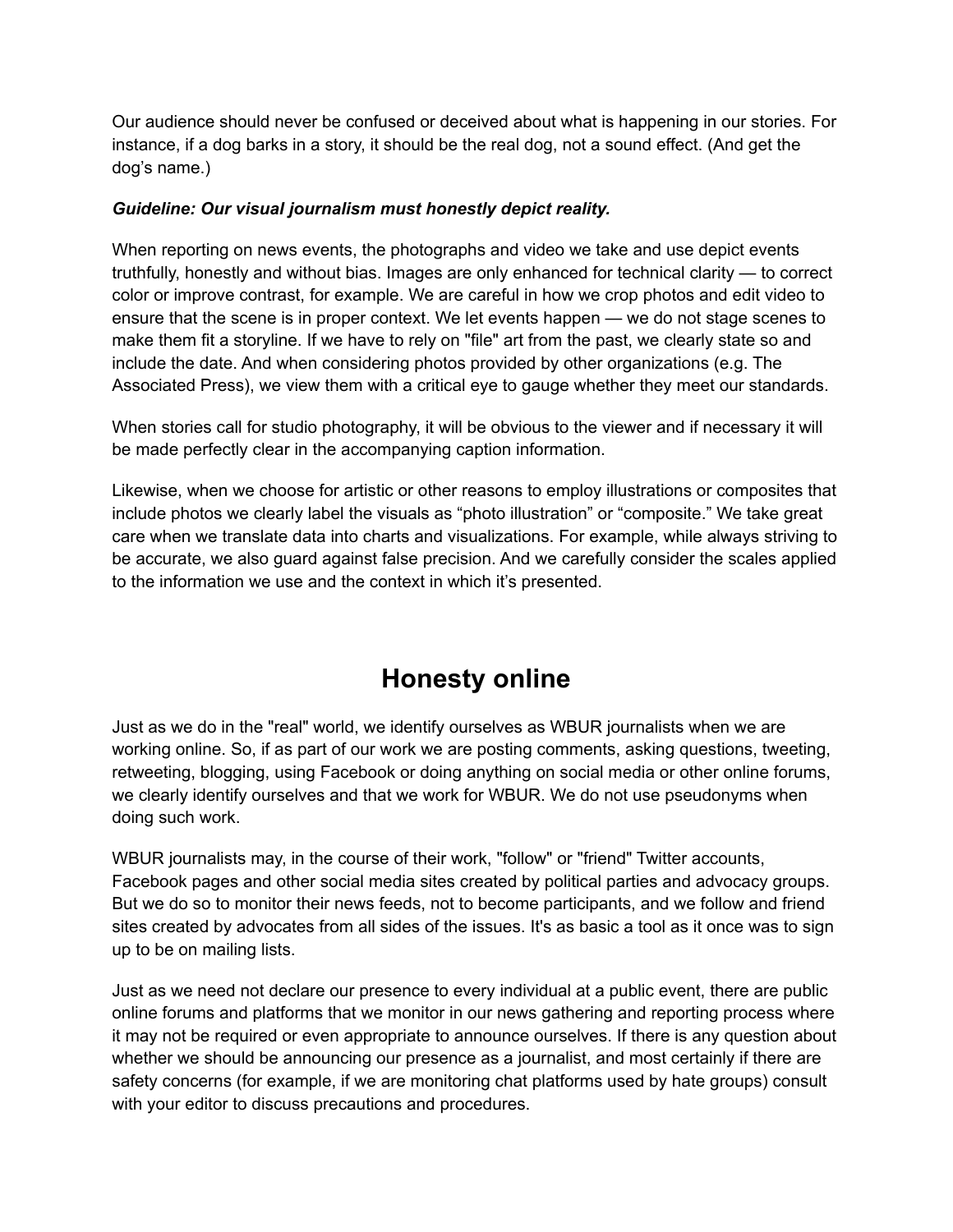Our audience should never be confused or deceived about what is happening in our stories. For instance, if a dog barks in a story, it should be the real dog, not a sound effect. (And get the dog's name.)

***Guideline: Our visual journalism must honestly depict reality.***

When reporting on news events, the photographs and video we take and use depict events truthfully, honestly and without bias. Images are only enhanced for technical clarity — to correct color or improve contrast, for example. We are careful in how we crop photos and edit video to ensure that the scene is in proper context. We let events happen — we do not stage scenes to make them fit a storyline. If we have to rely on "file" art from the past, we clearly state so and include the date. And when considering photos provided by other organizations (e.g. The Associated Press), we view them with a critical eye to gauge whether they meet our standards.

When stories call for studio photography, it will be obvious to the viewer and if necessary it will be made perfectly clear in the accompanying caption information.

Likewise, when we choose for artistic or other reasons to employ illustrations or composites that include photos we clearly label the visuals as "photo illustration" or "composite." We take great care when we translate data into charts and visualizations. For example, while always striving to be accurate, we also guard against false precision. And we carefully consider the scales applied to the information we use and the context in which it's presented.

## Honesty online

Just as we do in the "real" world, we identify ourselves as WBUR journalists when we are working online. So, if as part of our work we are posting comments, asking questions, tweeting, retweeting, blogging, using Facebook or doing anything on social media or other online forums, we clearly identify ourselves and that we work for WBUR. We do not use pseudonyms when doing such work.

WBUR journalists may, in the course of their work, "follow" or "friend" Twitter accounts, Facebook pages and other social media sites created by political parties and advocacy groups. But we do so to monitor their news feeds, not to become participants, and we follow and friend sites created by advocates from all sides of the issues. It's as basic a tool as it once was to sign up to be on mailing lists.

Just as we need not declare our presence to every individual at a public event, there are public online forums and platforms that we monitor in our news gathering and reporting process where it may not be required or even appropriate to announce ourselves. If there is any question about whether we should be announcing our presence as a journalist, and most certainly if there are safety concerns (for example, if we are monitoring chat platforms used by hate groups) consult with your editor to discuss precautions and procedures.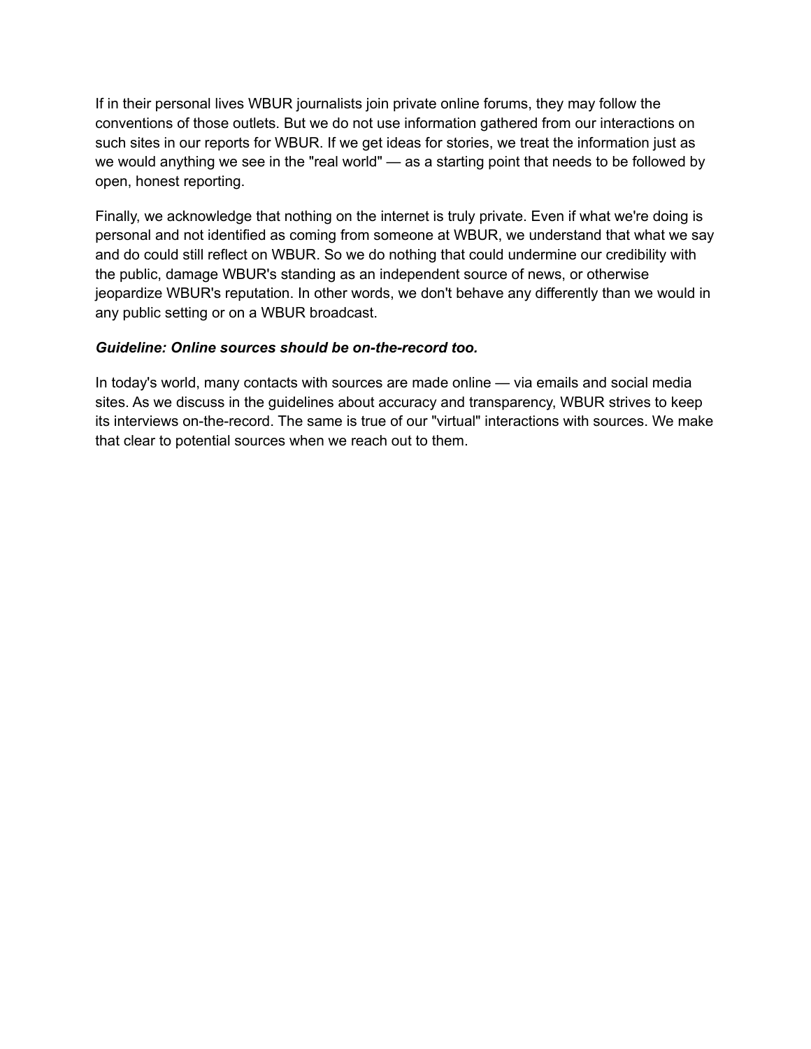If in their personal lives WBUR journalists join private online forums, they may follow the conventions of those outlets. But we do not use information gathered from our interactions on such sites in our reports for WBUR. If we get ideas for stories, we treat the information just as we would anything we see in the "real world" — as a starting point that needs to be followed by open, honest reporting.

Finally, we acknowledge that nothing on the internet is truly private. Even if what we're doing is personal and not identified as coming from someone at WBUR, we understand that what we say and do could still reflect on WBUR. So we do nothing that could undermine our credibility with the public, damage WBUR's standing as an independent source of news, or otherwise jeopardize WBUR's reputation. In other words, we don't behave any differently than we would in any public setting or on a WBUR broadcast.

***Guideline: Online sources should be on-the-record too.***

In today's world, many contacts with sources are made online — via emails and social media sites. As we discuss in the guidelines about accuracy and transparency, WBUR strives to keep its interviews on-the-record. The same is true of our "virtual" interactions with sources. We make that clear to potential sources when we reach out to them.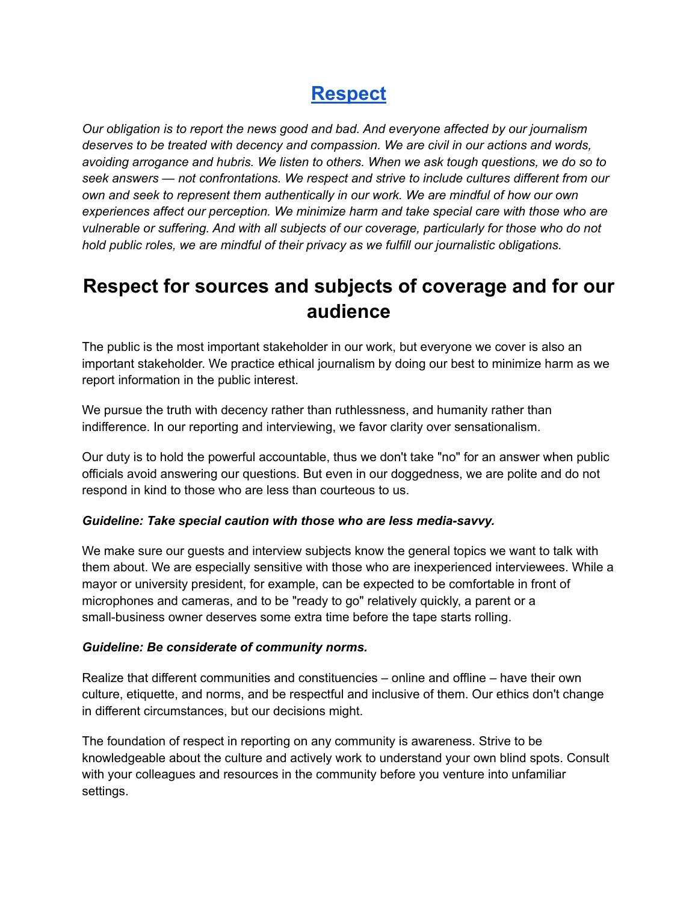# [Respect]()

*Our obligation is to report the news good and bad. And everyone affected by our journalism deserves to be treated with decency and compassion. We are civil in our actions and words, avoiding arrogance and hubris. We listen to others. When we ask tough questions, we do so to seek answers — not confrontations. We respect and strive to include cultures different from our own and seek to represent them authentically in our work. We are mindful of how our own experiences affect our perception. We minimize harm and take special care with those who are vulnerable or suffering. And with all subjects of our coverage, particularly for those who do not hold public roles, we are mindful of their privacy as we fulfill our journalistic obligations.*

## Respect for sources and subjects of coverage and for our audience

The public is the most important stakeholder in our work, but everyone we cover is also an important stakeholder. We practice ethical journalism by doing our best to minimize harm as we report information in the public interest.

We pursue the truth with decency rather than ruthlessness, and humanity rather than indifference. In our reporting and interviewing, we favor clarity over sensationalism.

Our duty is to hold the powerful accountable, thus we don't take "no" for an answer when public officials avoid answering our questions. But even in our doggedness, we are polite and do not respond in kind to those who are less than courteous to us.

***Guideline: Take special caution with those who are less media-savvy.***

We make sure our guests and interview subjects know the general topics we want to talk with them about. We are especially sensitive with those who are inexperienced interviewees. While a mayor or university president, for example, can be expected to be comfortable in front of microphones and cameras, and to be "ready to go" relatively quickly, a parent or a small-business owner deserves some extra time before the tape starts rolling.

***Guideline: Be considerate of community norms.***

Realize that different communities and constituencies – online and offline – have their own culture, etiquette, and norms, and be respectful and inclusive of them. Our ethics don't change in different circumstances, but our decisions might.

The foundation of respect in reporting on any community is awareness. Strive to be knowledgeable about the culture and actively work to understand your own blind spots. Consult with your colleagues and resources in the community before you venture into unfamiliar settings.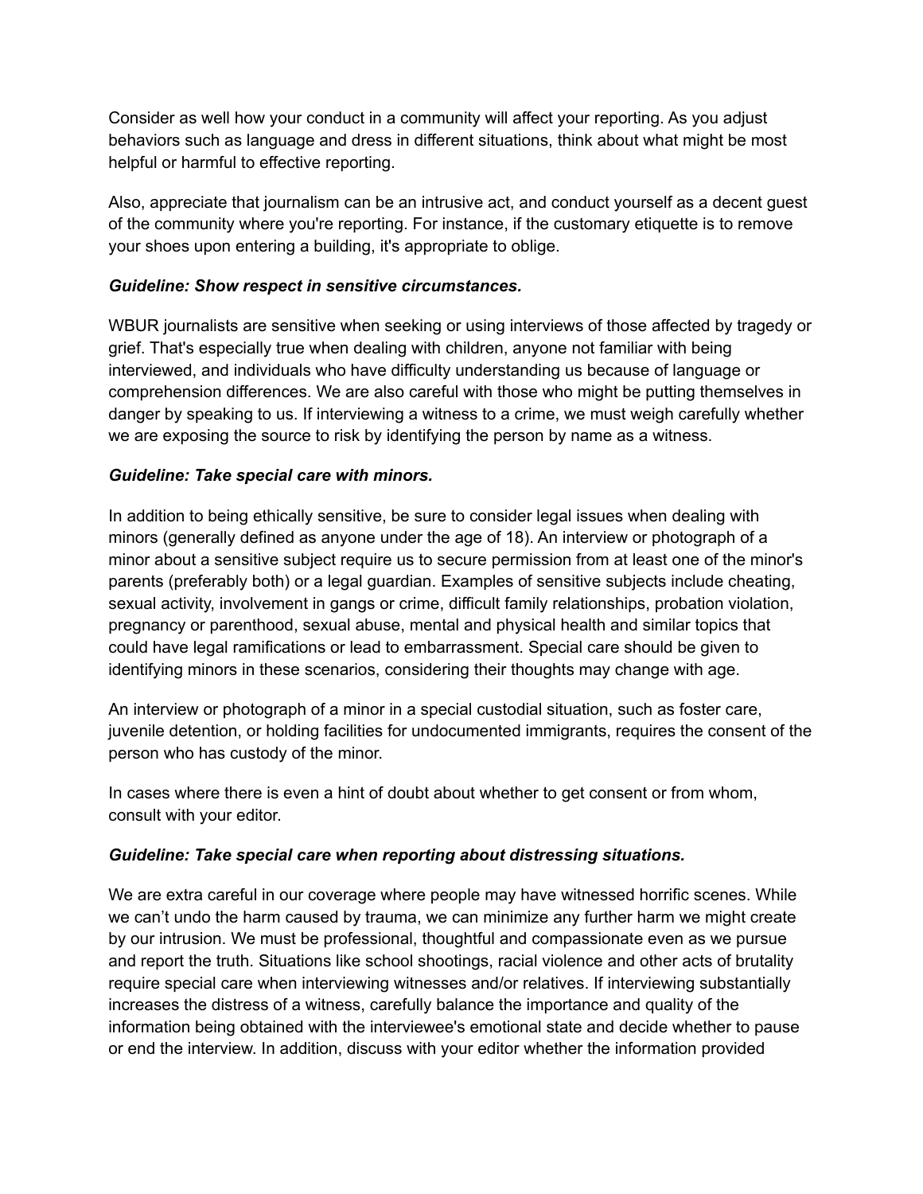Consider as well how your conduct in a community will affect your reporting. As you adjust behaviors such as language and dress in different situations, think about what might be most helpful or harmful to effective reporting.

Also, appreciate that journalism can be an intrusive act, and conduct yourself as a decent guest of the community where you're reporting. For instance, if the customary etiquette is to remove your shoes upon entering a building, it's appropriate to oblige.

***Guideline: Show respect in sensitive circumstances.***

WBUR journalists are sensitive when seeking or using interviews of those affected by tragedy or grief. That's especially true when dealing with children, anyone not familiar with being interviewed, and individuals who have difficulty understanding us because of language or comprehension differences. We are also careful with those who might be putting themselves in danger by speaking to us. If interviewing a witness to a crime, we must weigh carefully whether we are exposing the source to risk by identifying the person by name as a witness.

***Guideline: Take special care with minors.***

In addition to being ethically sensitive, be sure to consider legal issues when dealing with minors (generally defined as anyone under the age of 18). An interview or photograph of a minor about a sensitive subject require us to secure permission from at least one of the minor's parents (preferably both) or a legal guardian. Examples of sensitive subjects include cheating, sexual activity, involvement in gangs or crime, difficult family relationships, probation violation, pregnancy or parenthood, sexual abuse, mental and physical health and similar topics that could have legal ramifications or lead to embarrassment. Special care should be given to identifying minors in these scenarios, considering their thoughts may change with age.

An interview or photograph of a minor in a special custodial situation, such as foster care, juvenile detention, or holding facilities for undocumented immigrants, requires the consent of the person who has custody of the minor.

In cases where there is even a hint of doubt about whether to get consent or from whom, consult with your editor.

***Guideline: Take special care when reporting about distressing situations.***

We are extra careful in our coverage where people may have witnessed horrific scenes. While we can't undo the harm caused by trauma, we can minimize any further harm we might create by our intrusion. We must be professional, thoughtful and compassionate even as we pursue and report the truth. Situations like school shootings, racial violence and other acts of brutality require special care when interviewing witnesses and/or relatives. If interviewing substantially increases the distress of a witness, carefully balance the importance and quality of the information being obtained with the interviewee's emotional state and decide whether to pause or end the interview. In addition, discuss with your editor whether the information provided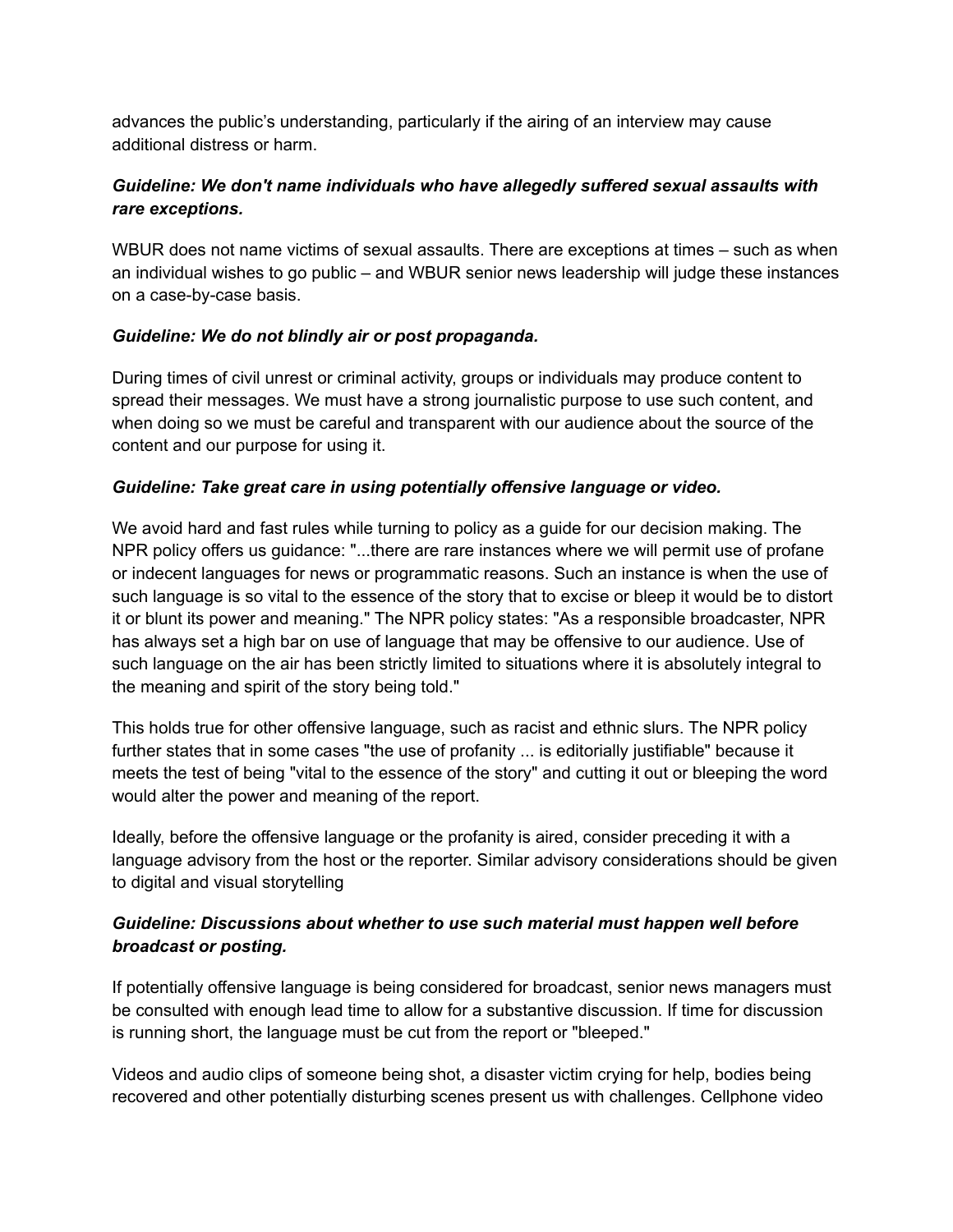advances the public's understanding, particularly if the airing of an interview may cause additional distress or harm.

***Guideline: We don't name individuals who have allegedly suffered sexual assaults with rare exceptions.***

WBUR does not name victims of sexual assaults. There are exceptions at times – such as when an individual wishes to go public – and WBUR senior news leadership will judge these instances on a case-by-case basis.

***Guideline: We do not blindly air or post propaganda.***

During times of civil unrest or criminal activity, groups or individuals may produce content to spread their messages. We must have a strong journalistic purpose to use such content, and when doing so we must be careful and transparent with our audience about the source of the content and our purpose for using it.

***Guideline: Take great care in using potentially offensive language or video.***

We avoid hard and fast rules while turning to policy as a guide for our decision making. The NPR policy offers us guidance: "...there are rare instances where we will permit use of profane or indecent languages for news or programmatic reasons. Such an instance is when the use of such language is so vital to the essence of the story that to excise or bleep it would be to distort it or blunt its power and meaning." The NPR policy states: "As a responsible broadcaster, NPR has always set a high bar on use of language that may be offensive to our audience. Use of such language on the air has been strictly limited to situations where it is absolutely integral to the meaning and spirit of the story being told."

This holds true for other offensive language, such as racist and ethnic slurs. The NPR policy further states that in some cases "the use of profanity ... is editorially justifiable" because it meets the test of being "vital to the essence of the story" and cutting it out or bleeping the word would alter the power and meaning of the report.

Ideally, before the offensive language or the profanity is aired, consider preceding it with a language advisory from the host or the reporter. Similar advisory considerations should be given to digital and visual storytelling

***Guideline: Discussions about whether to use such material must happen well before broadcast or posting.***

If potentially offensive language is being considered for broadcast, senior news managers must be consulted with enough lead time to allow for a substantive discussion. If time for discussion is running short, the language must be cut from the report or "bleeped."

Videos and audio clips of someone being shot, a disaster victim crying for help, bodies being recovered and other potentially disturbing scenes present us with challenges. Cellphone video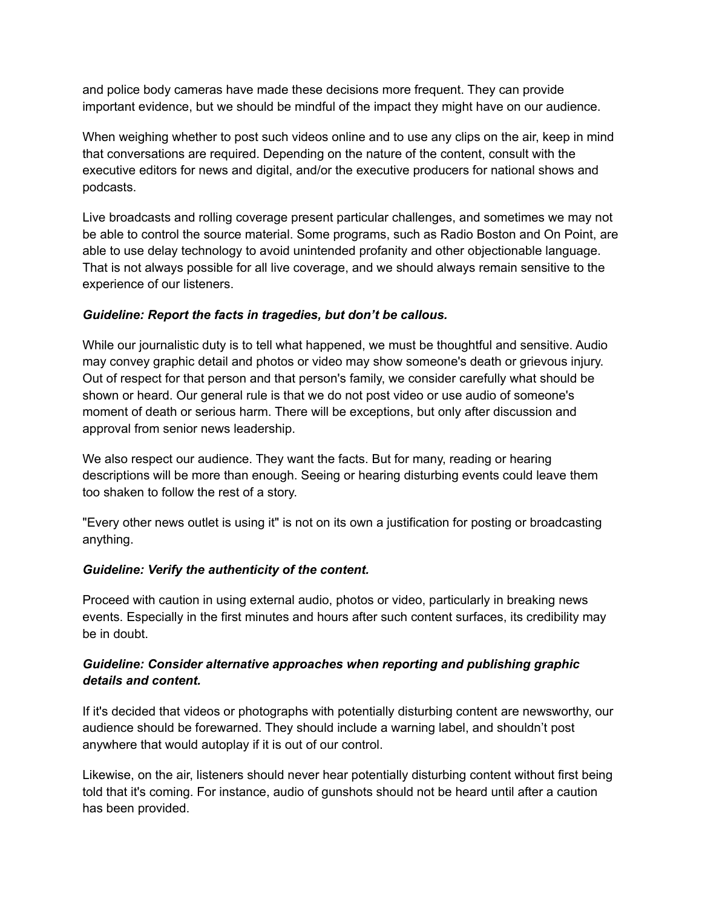and police body cameras have made these decisions more frequent. They can provide important evidence, but we should be mindful of the impact they might have on our audience.

When weighing whether to post such videos online and to use any clips on the air, keep in mind that conversations are required. Depending on the nature of the content, consult with the executive editors for news and digital, and/or the executive producers for national shows and podcasts.

Live broadcasts and rolling coverage present particular challenges, and sometimes we may not be able to control the source material. Some programs, such as Radio Boston and On Point, are able to use delay technology to avoid unintended profanity and other objectionable language. That is not always possible for all live coverage, and we should always remain sensitive to the experience of our listeners.

***Guideline: Report the facts in tragedies, but don't be callous.***

While our journalistic duty is to tell what happened, we must be thoughtful and sensitive. Audio may convey graphic detail and photos or video may show someone's death or grievous injury. Out of respect for that person and that person's family, we consider carefully what should be shown or heard. Our general rule is that we do not post video or use audio of someone's moment of death or serious harm. There will be exceptions, but only after discussion and approval from senior news leadership.

We also respect our audience. They want the facts. But for many, reading or hearing descriptions will be more than enough. Seeing or hearing disturbing events could leave them too shaken to follow the rest of a story.

"Every other news outlet is using it" is not on its own a justification for posting or broadcasting anything.

***Guideline: Verify the authenticity of the content.***

Proceed with caution in using external audio, photos or video, particularly in breaking news events. Especially in the first minutes and hours after such content surfaces, its credibility may be in doubt.

***Guideline: Consider alternative approaches when reporting and publishing graphic details and content.***

If it's decided that videos or photographs with potentially disturbing content are newsworthy, our audience should be forewarned. They should include a warning label, and shouldn't post anywhere that would autoplay if it is out of our control.

Likewise, on the air, listeners should never hear potentially disturbing content without first being told that it's coming. For instance, audio of gunshots should not be heard until after a caution has been provided.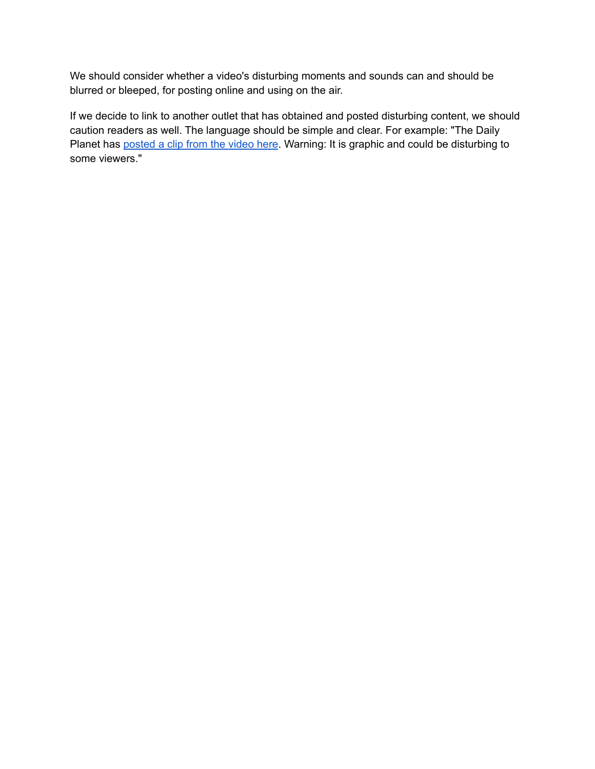We should consider whether a video's disturbing moments and sounds can and should be blurred or bleeped, for posting online and using on the air.

If we decide to link to another outlet that has obtained and posted disturbing content, we should caution readers as well. The language should be simple and clear. For example: "The Daily Planet has posted a clip from the video here. Warning: It is graphic and could be disturbing to some viewers."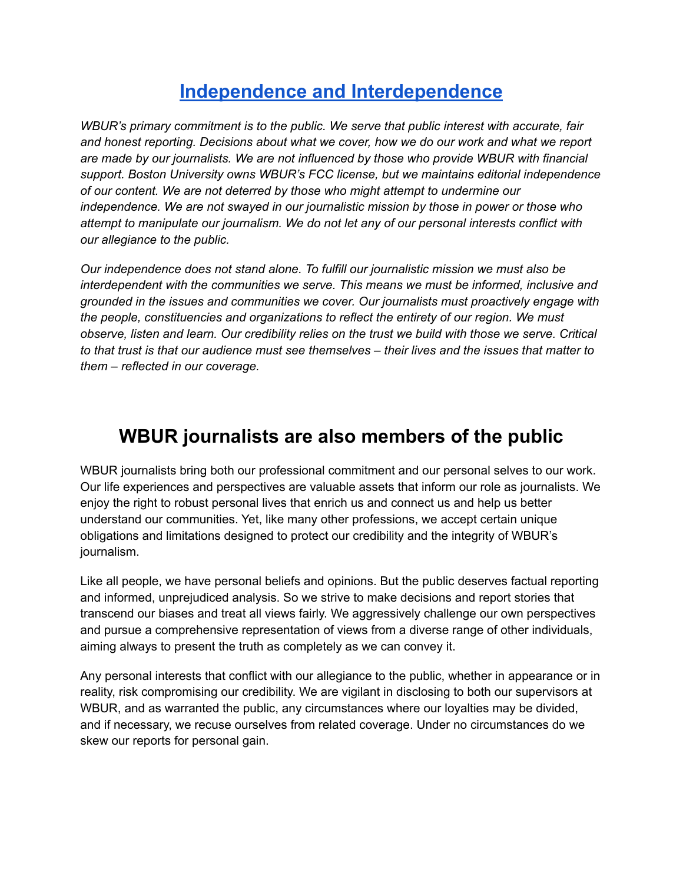# [Independence and Interdependence]()

*WBUR's primary commitment is to the public. We serve that public interest with accurate, fair and honest reporting. Decisions about what we cover, how we do our work and what we report are made by our journalists. We are not influenced by those who provide WBUR with financial support. Boston University owns WBUR's FCC license, but we maintains editorial independence of our content. We are not deterred by those who might attempt to undermine our independence. We are not swayed in our journalistic mission by those in power or those who attempt to manipulate our journalism. We do not let any of our personal interests conflict with our allegiance to the public.*

*Our independence does not stand alone. To fulfill our journalistic mission we must also be interdependent with the communities we serve. This means we must be informed, inclusive and grounded in the issues and communities we cover. Our journalists must proactively engage with the people, constituencies and organizations to reflect the entirety of our region. We must observe, listen and learn. Our credibility relies on the trust we build with those we serve. Critical to that trust is that our audience must see themselves – their lives and the issues that matter to them – reflected in our coverage.*

## WBUR journalists are also members of the public

WBUR journalists bring both our professional commitment and our personal selves to our work. Our life experiences and perspectives are valuable assets that inform our role as journalists. We enjoy the right to robust personal lives that enrich us and connect us and help us better understand our communities. Yet, like many other professions, we accept certain unique obligations and limitations designed to protect our credibility and the integrity of WBUR's journalism.

Like all people, we have personal beliefs and opinions. But the public deserves factual reporting and informed, unprejudiced analysis. So we strive to make decisions and report stories that transcend our biases and treat all views fairly. We aggressively challenge our own perspectives and pursue a comprehensive representation of views from a diverse range of other individuals, aiming always to present the truth as completely as we can convey it.

Any personal interests that conflict with our allegiance to the public, whether in appearance or in reality, risk compromising our credibility. We are vigilant in disclosing to both our supervisors at WBUR, and as warranted the public, any circumstances where our loyalties may be divided, and if necessary, we recuse ourselves from related coverage. Under no circumstances do we skew our reports for personal gain.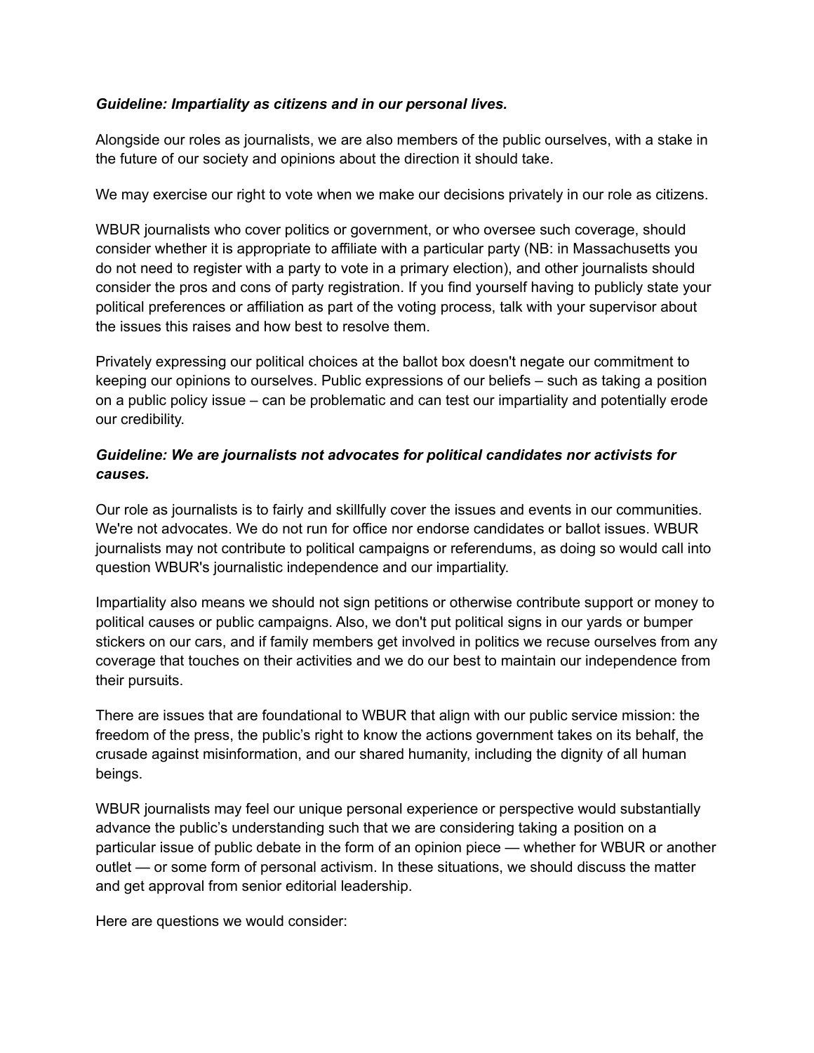***Guideline: Impartiality as citizens and in our personal lives.***

Alongside our roles as journalists, we are also members of the public ourselves, with a stake in the future of our society and opinions about the direction it should take.

We may exercise our right to vote when we make our decisions privately in our role as citizens.

WBUR journalists who cover politics or government, or who oversee such coverage, should consider whether it is appropriate to affiliate with a particular party (NB: in Massachusetts you do not need to register with a party to vote in a primary election), and other journalists should consider the pros and cons of party registration. If you find yourself having to publicly state your political preferences or affiliation as part of the voting process, talk with your supervisor about the issues this raises and how best to resolve them.

Privately expressing our political choices at the ballot box doesn't negate our commitment to keeping our opinions to ourselves. Public expressions of our beliefs – such as taking a position on a public policy issue – can be problematic and can test our impartiality and potentially erode our credibility.

***Guideline: We are journalists not advocates for political candidates nor activists for causes.***

Our role as journalists is to fairly and skillfully cover the issues and events in our communities. We're not advocates. We do not run for office nor endorse candidates or ballot issues. WBUR journalists may not contribute to political campaigns or referendums, as doing so would call into question WBUR's journalistic independence and our impartiality.

Impartiality also means we should not sign petitions or otherwise contribute support or money to political causes or public campaigns. Also, we don't put political signs in our yards or bumper stickers on our cars, and if family members get involved in politics we recuse ourselves from any coverage that touches on their activities and we do our best to maintain our independence from their pursuits.

There are issues that are foundational to WBUR that align with our public service mission: the freedom of the press, the public's right to know the actions government takes on its behalf, the crusade against misinformation, and our shared humanity, including the dignity of all human beings.

WBUR journalists may feel our unique personal experience or perspective would substantially advance the public's understanding such that we are considering taking a position on a particular issue of public debate in the form of an opinion piece — whether for WBUR or another outlet — or some form of personal activism. In these situations, we should discuss the matter and get approval from senior editorial leadership.

Here are questions we would consider: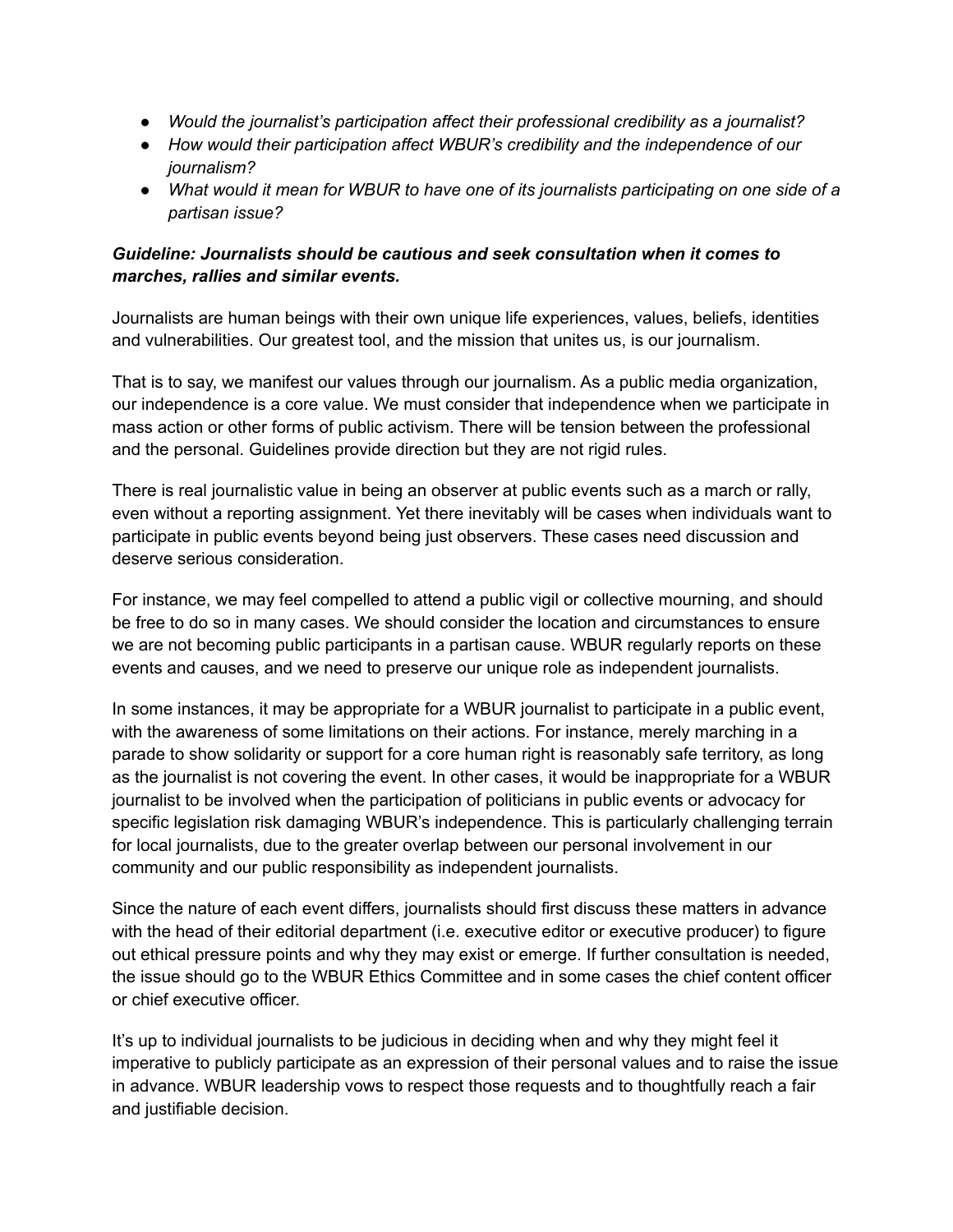- *Would the journalist's participation affect their professional credibility as a journalist?*
- *How would their participation affect WBUR's credibility and the independence of our journalism?*
- *What would it mean for WBUR to have one of its journalists participating on one side of a partisan issue?*

***Guideline: Journalists should be cautious and seek consultation when it comes to marches, rallies and similar events.***

Journalists are human beings with their own unique life experiences, values, beliefs, identities and vulnerabilities. Our greatest tool, and the mission that unites us, is our journalism.

That is to say, we manifest our values through our journalism. As a public media organization, our independence is a core value. We must consider that independence when we participate in mass action or other forms of public activism. There will be tension between the professional and the personal. Guidelines provide direction but they are not rigid rules.

There is real journalistic value in being an observer at public events such as a march or rally, even without a reporting assignment. Yet there inevitably will be cases when individuals want to participate in public events beyond being just observers. These cases need discussion and deserve serious consideration.

For instance, we may feel compelled to attend a public vigil or collective mourning, and should be free to do so in many cases. We should consider the location and circumstances to ensure we are not becoming public participants in a partisan cause. WBUR regularly reports on these events and causes, and we need to preserve our unique role as independent journalists.

In some instances, it may be appropriate for a WBUR journalist to participate in a public event, with the awareness of some limitations on their actions. For instance, merely marching in a parade to show solidarity or support for a core human right is reasonably safe territory, as long as the journalist is not covering the event. In other cases, it would be inappropriate for a WBUR journalist to be involved when the participation of politicians in public events or advocacy for specific legislation risk damaging WBUR's independence. This is particularly challenging terrain for local journalists, due to the greater overlap between our personal involvement in our community and our public responsibility as independent journalists.

Since the nature of each event differs, journalists should first discuss these matters in advance with the head of their editorial department (i.e. executive editor or executive producer) to figure out ethical pressure points and why they may exist or emerge. If further consultation is needed, the issue should go to the WBUR Ethics Committee and in some cases the chief content officer or chief executive officer.

It's up to individual journalists to be judicious in deciding when and why they might feel it imperative to publicly participate as an expression of their personal values and to raise the issue in advance. WBUR leadership vows to respect those requests and to thoughtfully reach a fair and justifiable decision.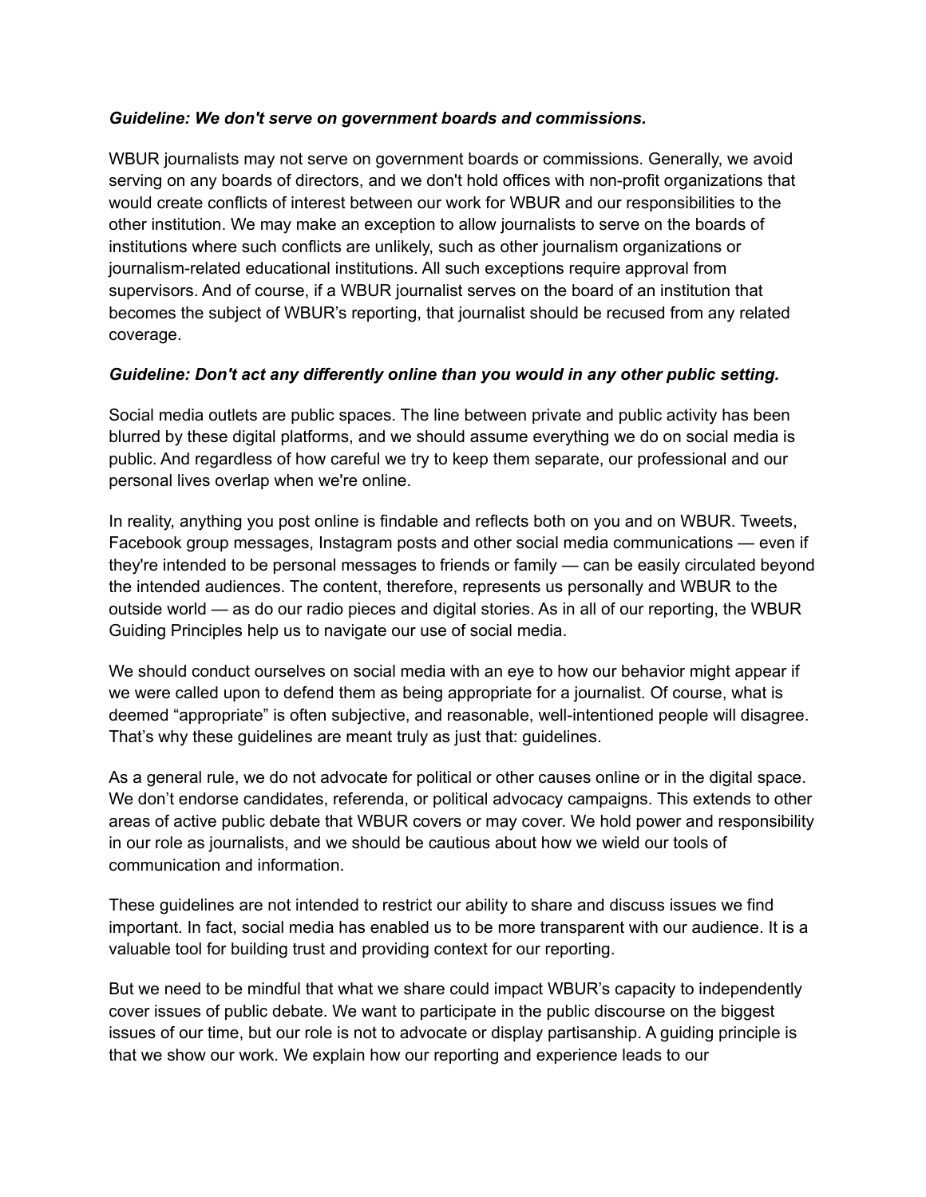***Guideline: We don't serve on government boards and commissions.***

WBUR journalists may not serve on government boards or commissions. Generally, we avoid serving on any boards of directors, and we don't hold offices with non-profit organizations that would create conflicts of interest between our work for WBUR and our responsibilities to the other institution. We may make an exception to allow journalists to serve on the boards of institutions where such conflicts are unlikely, such as other journalism organizations or journalism-related educational institutions. All such exceptions require approval from supervisors. And of course, if a WBUR journalist serves on the board of an institution that becomes the subject of WBUR's reporting, that journalist should be recused from any related coverage.

***Guideline: Don't act any differently online than you would in any other public setting.***

Social media outlets are public spaces. The line between private and public activity has been blurred by these digital platforms, and we should assume everything we do on social media is public. And regardless of how careful we try to keep them separate, our professional and our personal lives overlap when we're online.

In reality, anything you post online is findable and reflects both on you and on WBUR. Tweets, Facebook group messages, Instagram posts and other social media communications — even if they're intended to be personal messages to friends or family — can be easily circulated beyond the intended audiences. The content, therefore, represents us personally and WBUR to the outside world — as do our radio pieces and digital stories. As in all of our reporting, the WBUR Guiding Principles help us to navigate our use of social media.

We should conduct ourselves on social media with an eye to how our behavior might appear if we were called upon to defend them as being appropriate for a journalist. Of course, what is deemed "appropriate" is often subjective, and reasonable, well-intentioned people will disagree. That's why these guidelines are meant truly as just that: guidelines.

As a general rule, we do not advocate for political or other causes online or in the digital space. We don't endorse candidates, referenda, or political advocacy campaigns. This extends to other areas of active public debate that WBUR covers or may cover. We hold power and responsibility in our role as journalists, and we should be cautious about how we wield our tools of communication and information.

These guidelines are not intended to restrict our ability to share and discuss issues we find important. In fact, social media has enabled us to be more transparent with our audience. It is a valuable tool for building trust and providing context for our reporting.

But we need to be mindful that what we share could impact WBUR's capacity to independently cover issues of public debate. We want to participate in the public discourse on the biggest issues of our time, but our role is not to advocate or display partisanship. A guiding principle is that we show our work. We explain how our reporting and experience leads to our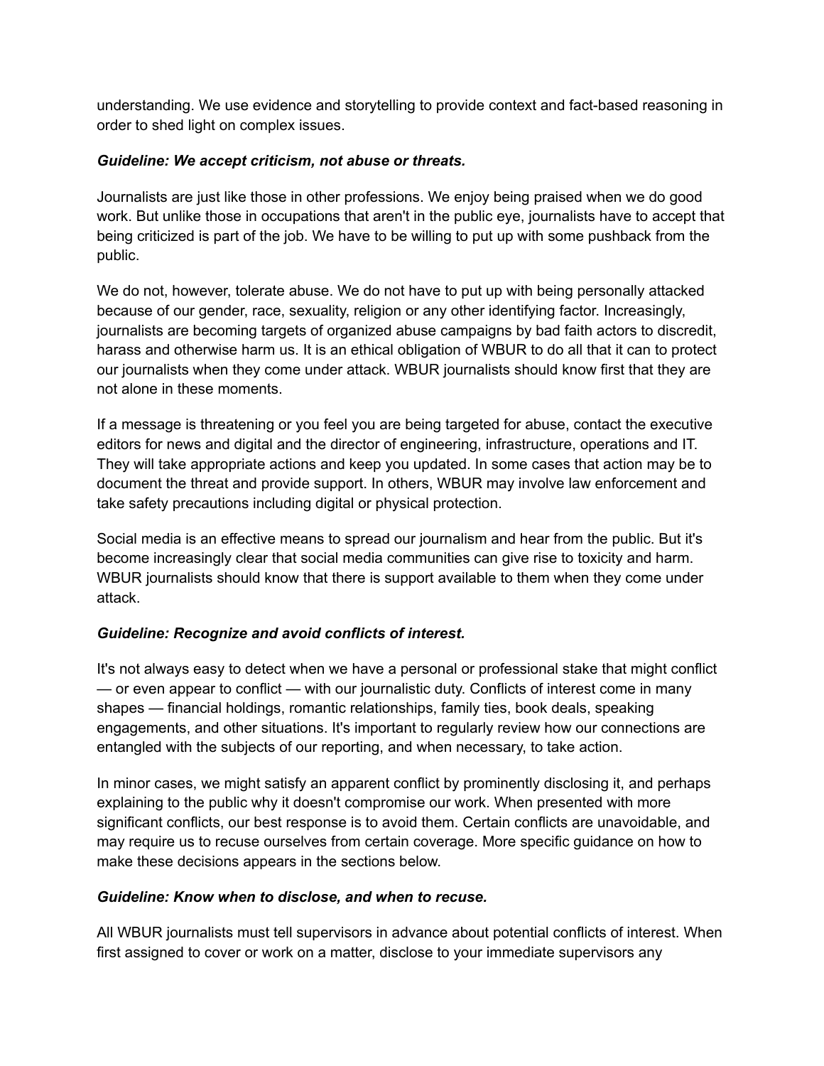understanding. We use evidence and storytelling to provide context and fact-based reasoning in order to shed light on complex issues.

***Guideline: We accept criticism, not abuse or threats.***

Journalists are just like those in other professions. We enjoy being praised when we do good work. But unlike those in occupations that aren't in the public eye, journalists have to accept that being criticized is part of the job. We have to be willing to put up with some pushback from the public.

We do not, however, tolerate abuse. We do not have to put up with being personally attacked because of our gender, race, sexuality, religion or any other identifying factor. Increasingly, journalists are becoming targets of organized abuse campaigns by bad faith actors to discredit, harass and otherwise harm us. It is an ethical obligation of WBUR to do all that it can to protect our journalists when they come under attack. WBUR journalists should know first that they are not alone in these moments.

If a message is threatening or you feel you are being targeted for abuse, contact the executive editors for news and digital and the director of engineering, infrastructure, operations and IT. They will take appropriate actions and keep you updated. In some cases that action may be to document the threat and provide support. In others, WBUR may involve law enforcement and take safety precautions including digital or physical protection.

Social media is an effective means to spread our journalism and hear from the public. But it's become increasingly clear that social media communities can give rise to toxicity and harm. WBUR journalists should know that there is support available to them when they come under attack.

***Guideline: Recognize and avoid conflicts of interest.***

It's not always easy to detect when we have a personal or professional stake that might conflict — or even appear to conflict — with our journalistic duty. Conflicts of interest come in many shapes — financial holdings, romantic relationships, family ties, book deals, speaking engagements, and other situations. It's important to regularly review how our connections are entangled with the subjects of our reporting, and when necessary, to take action.

In minor cases, we might satisfy an apparent conflict by prominently disclosing it, and perhaps explaining to the public why it doesn't compromise our work. When presented with more significant conflicts, our best response is to avoid them. Certain conflicts are unavoidable, and may require us to recuse ourselves from certain coverage. More specific guidance on how to make these decisions appears in the sections below.

***Guideline: Know when to disclose, and when to recuse.***

All WBUR journalists must tell supervisors in advance about potential conflicts of interest. When first assigned to cover or work on a matter, disclose to your immediate supervisors any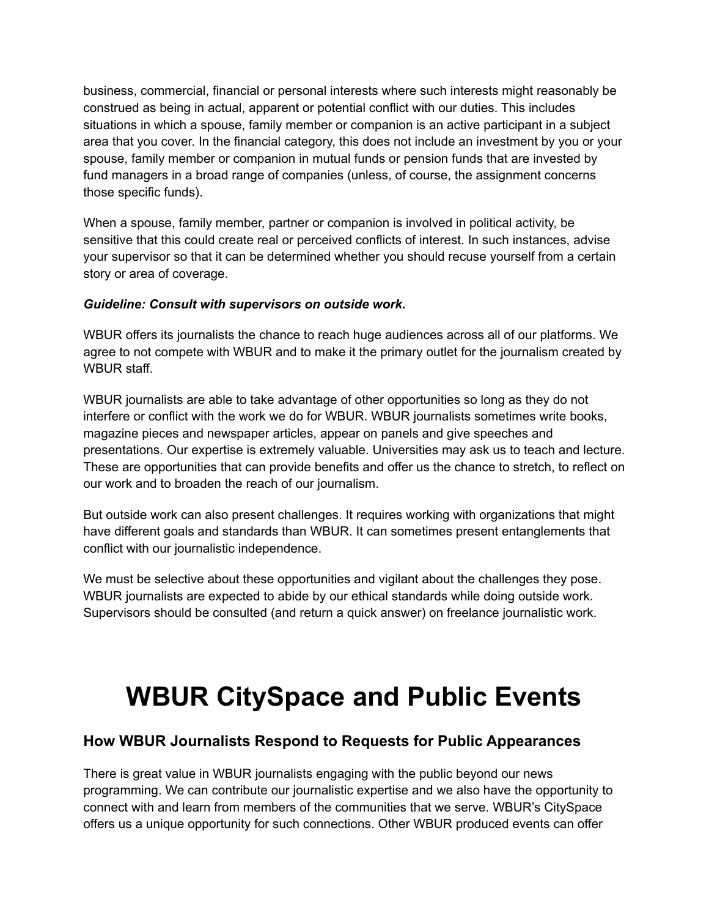business, commercial, financial or personal interests where such interests might reasonably be construed as being in actual, apparent or potential conflict with our duties. This includes situations in which a spouse, family member or companion is an active participant in a subject area that you cover. In the financial category, this does not include an investment by you or your spouse, family member or companion in mutual funds or pension funds that are invested by fund managers in a broad range of companies (unless, of course, the assignment concerns those specific funds).

When a spouse, family member, partner or companion is involved in political activity, be sensitive that this could create real or perceived conflicts of interest. In such instances, advise your supervisor so that it can be determined whether you should recuse yourself from a certain story or area of coverage.

***Guideline: Consult with supervisors on outside work.***

WBUR offers its journalists the chance to reach huge audiences across all of our platforms. We agree to not compete with WBUR and to make it the primary outlet for the journalism created by WBUR staff.

WBUR journalists are able to take advantage of other opportunities so long as they do not interfere or conflict with the work we do for WBUR. WBUR journalists sometimes write books, magazine pieces and newspaper articles, appear on panels and give speeches and presentations. Our expertise is extremely valuable. Universities may ask us to teach and lecture. These are opportunities that can provide benefits and offer us the chance to stretch, to reflect on our work and to broaden the reach of our journalism.

But outside work can also present challenges. It requires working with organizations that might have different goals and standards than WBUR. It can sometimes present entanglements that conflict with our journalistic independence.

We must be selective about these opportunities and vigilant about the challenges they pose. WBUR journalists are expected to abide by our ethical standards while doing outside work. Supervisors should be consulted (and return a quick answer) on freelance journalistic work.

# WBUR CitySpace and Public Events

## How WBUR Journalists Respond to Requests for Public Appearances

There is great value in WBUR journalists engaging with the public beyond our news programming. We can contribute our journalistic expertise and we also have the opportunity to connect with and learn from members of the communities that we serve. WBUR's CitySpace offers us a unique opportunity for such connections. Other WBUR produced events can offer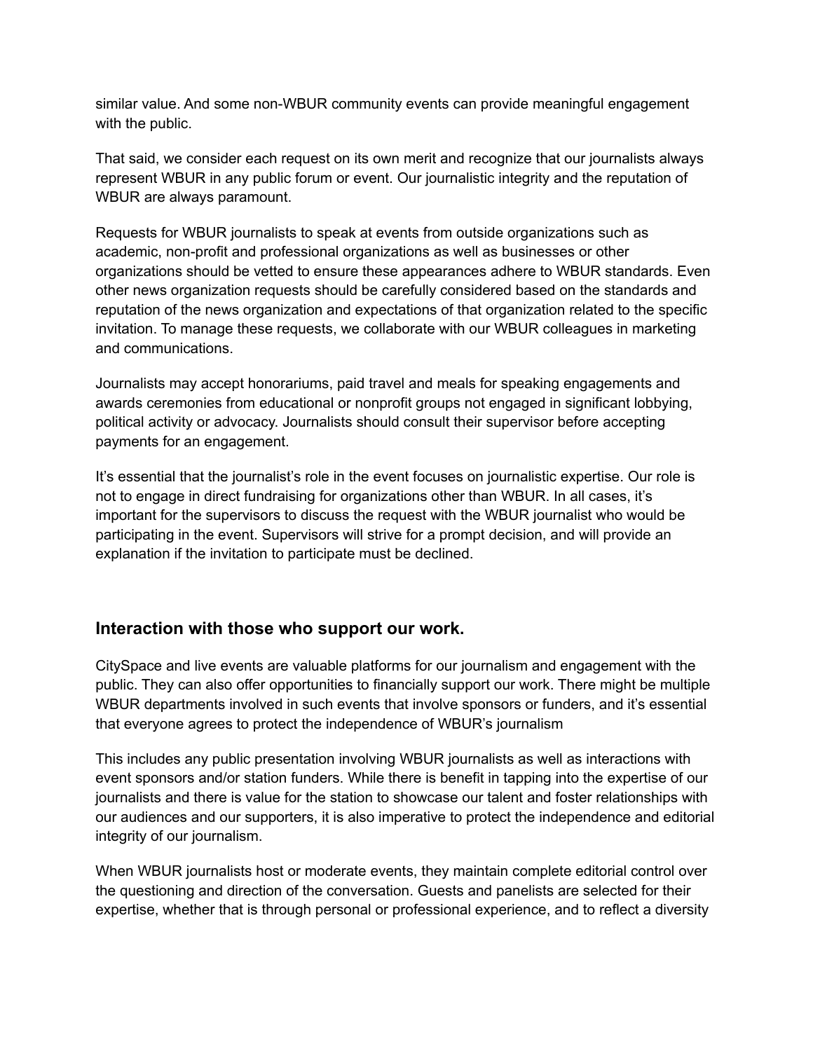similar value. And some non-WBUR community events can provide meaningful engagement with the public.

That said, we consider each request on its own merit and recognize that our journalists always represent WBUR in any public forum or event. Our journalistic integrity and the reputation of WBUR are always paramount.

Requests for WBUR journalists to speak at events from outside organizations such as academic, non-profit and professional organizations as well as businesses or other organizations should be vetted to ensure these appearances adhere to WBUR standards. Even other news organization requests should be carefully considered based on the standards and reputation of the news organization and expectations of that organization related to the specific invitation. To manage these requests, we collaborate with our WBUR colleagues in marketing and communications.

Journalists may accept honorariums, paid travel and meals for speaking engagements and awards ceremonies from educational or nonprofit groups not engaged in significant lobbying, political activity or advocacy. Journalists should consult their supervisor before accepting payments for an engagement.

It's essential that the journalist's role in the event focuses on journalistic expertise. Our role is not to engage in direct fundraising for organizations other than WBUR. In all cases, it's important for the supervisors to discuss the request with the WBUR journalist who would be participating in the event. Supervisors will strive for a prompt decision, and will provide an explanation if the invitation to participate must be declined.

## Interaction with those who support our work.

CitySpace and live events are valuable platforms for our journalism and engagement with the public. They can also offer opportunities to financially support our work. There might be multiple WBUR departments involved in such events that involve sponsors or funders, and it's essential that everyone agrees to protect the independence of WBUR's journalism

This includes any public presentation involving WBUR journalists as well as interactions with event sponsors and/or station funders. While there is benefit in tapping into the expertise of our journalists and there is value for the station to showcase our talent and foster relationships with our audiences and our supporters, it is also imperative to protect the independence and editorial integrity of our journalism.

When WBUR journalists host or moderate events, they maintain complete editorial control over the questioning and direction of the conversation. Guests and panelists are selected for their expertise, whether that is through personal or professional experience, and to reflect a diversity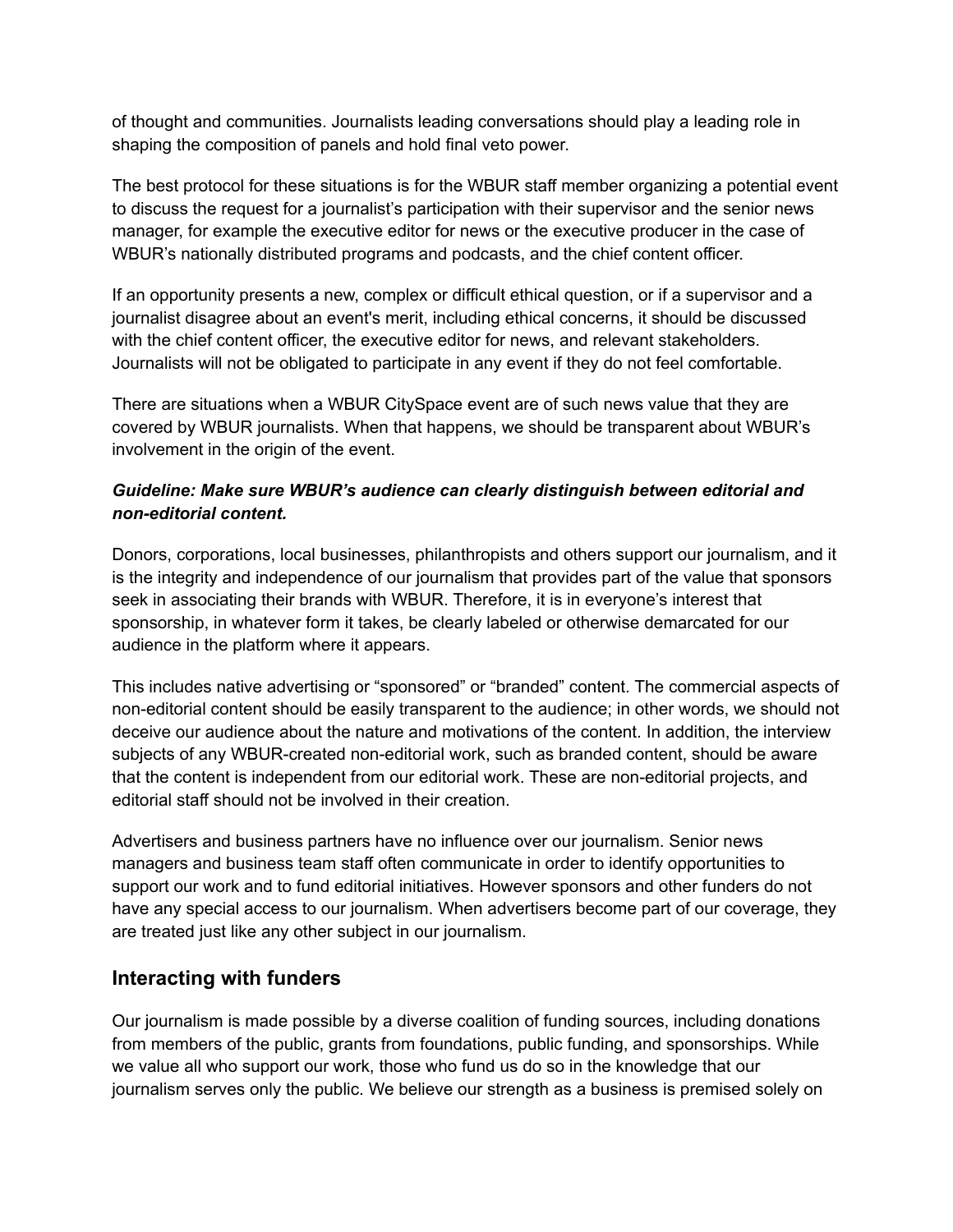of thought and communities. Journalists leading conversations should play a leading role in shaping the composition of panels and hold final veto power.

The best protocol for these situations is for the WBUR staff member organizing a potential event to discuss the request for a journalist's participation with their supervisor and the senior news manager, for example the executive editor for news or the executive producer in the case of WBUR's nationally distributed programs and podcasts, and the chief content officer.

If an opportunity presents a new, complex or difficult ethical question, or if a supervisor and a journalist disagree about an event's merit, including ethical concerns, it should be discussed with the chief content officer, the executive editor for news, and relevant stakeholders. Journalists will not be obligated to participate in any event if they do not feel comfortable.

There are situations when a WBUR CitySpace event are of such news value that they are covered by WBUR journalists. When that happens, we should be transparent about WBUR's involvement in the origin of the event.

***Guideline: Make sure WBUR's audience can clearly distinguish between editorial and non-editorial content.***

Donors, corporations, local businesses, philanthropists and others support our journalism, and it is the integrity and independence of our journalism that provides part of the value that sponsors seek in associating their brands with WBUR. Therefore, it is in everyone's interest that sponsorship, in whatever form it takes, be clearly labeled or otherwise demarcated for our audience in the platform where it appears.

This includes native advertising or "sponsored" or "branded" content. The commercial aspects of non-editorial content should be easily transparent to the audience; in other words, we should not deceive our audience about the nature and motivations of the content. In addition, the interview subjects of any WBUR-created non-editorial work, such as branded content, should be aware that the content is independent from our editorial work. These are non-editorial projects, and editorial staff should not be involved in their creation.

Advertisers and business partners have no influence over our journalism. Senior news managers and business team staff often communicate in order to identify opportunities to support our work and to fund editorial initiatives. However sponsors and other funders do not have any special access to our journalism. When advertisers become part of our coverage, they are treated just like any other subject in our journalism.

## Interacting with funders

Our journalism is made possible by a diverse coalition of funding sources, including donations from members of the public, grants from foundations, public funding, and sponsorships. While we value all who support our work, those who fund us do so in the knowledge that our journalism serves only the public. We believe our strength as a business is premised solely on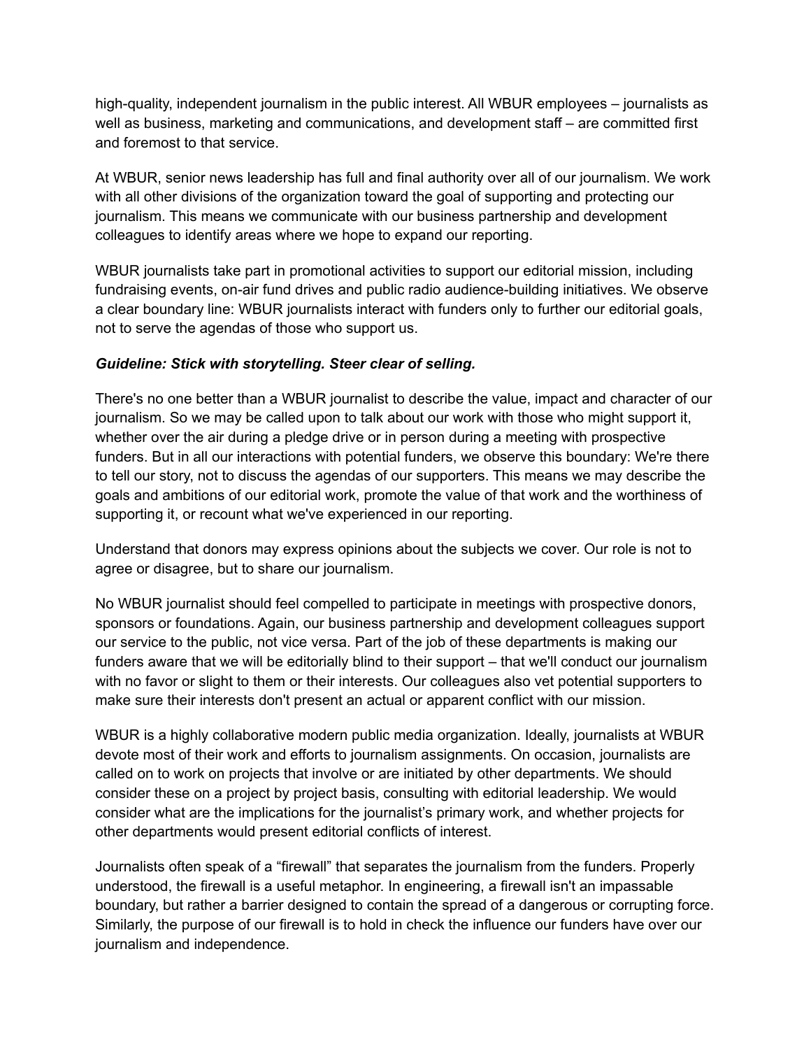high-quality, independent journalism in the public interest. All WBUR employees – journalists as well as business, marketing and communications, and development staff – are committed first and foremost to that service.

At WBUR, senior news leadership has full and final authority over all of our journalism. We work with all other divisions of the organization toward the goal of supporting and protecting our journalism. This means we communicate with our business partnership and development colleagues to identify areas where we hope to expand our reporting.

WBUR journalists take part in promotional activities to support our editorial mission, including fundraising events, on-air fund drives and public radio audience-building initiatives. We observe a clear boundary line: WBUR journalists interact with funders only to further our editorial goals, not to serve the agendas of those who support us.

***Guideline: Stick with storytelling. Steer clear of selling.***

There's no one better than a WBUR journalist to describe the value, impact and character of our journalism. So we may be called upon to talk about our work with those who might support it, whether over the air during a pledge drive or in person during a meeting with prospective funders. But in all our interactions with potential funders, we observe this boundary: We're there to tell our story, not to discuss the agendas of our supporters. This means we may describe the goals and ambitions of our editorial work, promote the value of that work and the worthiness of supporting it, or recount what we've experienced in our reporting.

Understand that donors may express opinions about the subjects we cover. Our role is not to agree or disagree, but to share our journalism.

No WBUR journalist should feel compelled to participate in meetings with prospective donors, sponsors or foundations. Again, our business partnership and development colleagues support our service to the public, not vice versa. Part of the job of these departments is making our funders aware that we will be editorially blind to their support – that we'll conduct our journalism with no favor or slight to them or their interests. Our colleagues also vet potential supporters to make sure their interests don't present an actual or apparent conflict with our mission.

WBUR is a highly collaborative modern public media organization. Ideally, journalists at WBUR devote most of their work and efforts to journalism assignments. On occasion, journalists are called on to work on projects that involve or are initiated by other departments. We should consider these on a project by project basis, consulting with editorial leadership. We would consider what are the implications for the journalist's primary work, and whether projects for other departments would present editorial conflicts of interest.

Journalists often speak of a "firewall" that separates the journalism from the funders. Properly understood, the firewall is a useful metaphor. In engineering, a firewall isn't an impassable boundary, but rather a barrier designed to contain the spread of a dangerous or corrupting force. Similarly, the purpose of our firewall is to hold in check the influence our funders have over our journalism and independence.